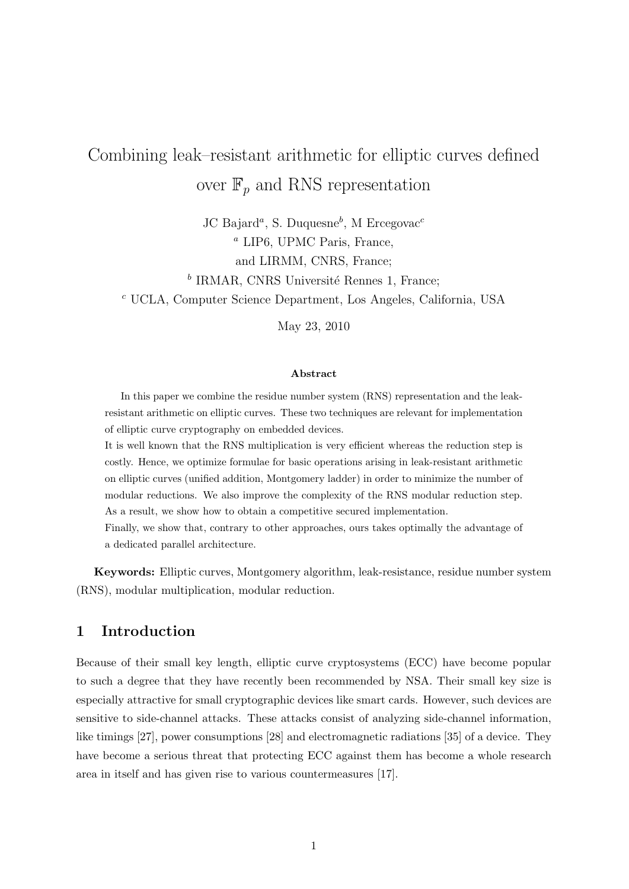# Combining leak–resistant arithmetic for elliptic curves defined over $\mathbb{F}_p$ and RNS representation

JC Bajard[a], S. Duquesne[b], M Ercegovac[c]

[a] LIP6, UPMC Paris, France,
and LIRMM, CNRS, France;

[b] IRMAR, CNRS Université Rennes 1, France;

[c] UCLA, Computer Science Department, Los Angeles, California, USA

May 23, 2010

### Abstract

In this paper we combine the residue number system (RNS) representation and the leak-resistant arithmetic on elliptic curves. These two techniques are relevant for implementation of elliptic curve cryptography on embedded devices.

It is well known that the RNS multiplication is very efficient whereas the reduction step is costly. Hence, we optimize formulae for basic operations arising in leak-resistant arithmetic on elliptic curves (unified addition, Montgomery ladder) in order to minimize the number of modular reductions. We also improve the complexity of the RNS modular reduction step. As a result, we show how to obtain a competitive secured implementation.

Finally, we show that, contrary to other approaches, ours takes optimally the advantage of a dedicated parallel architecture.

**Keywords:** Elliptic curves, Montgomery algorithm, leak-resistance, residue number system (RNS), modular multiplication, modular reduction.

## 1 Introduction

Because of their small key length, elliptic curve cryptosystems (ECC) have become popular to such a degree that they have recently been recommended by NSA. Their small key size is especially attractive for small cryptographic devices like smart cards. However, such devices are sensitive to side-channel attacks. These attacks consist of analyzing side-channel information, like timings [27], power consumptions [28] and electromagnetic radiations [35] of a device. They have become a serious threat that protecting ECC against them has become a whole research area in itself and has given rise to various countermeasures [17].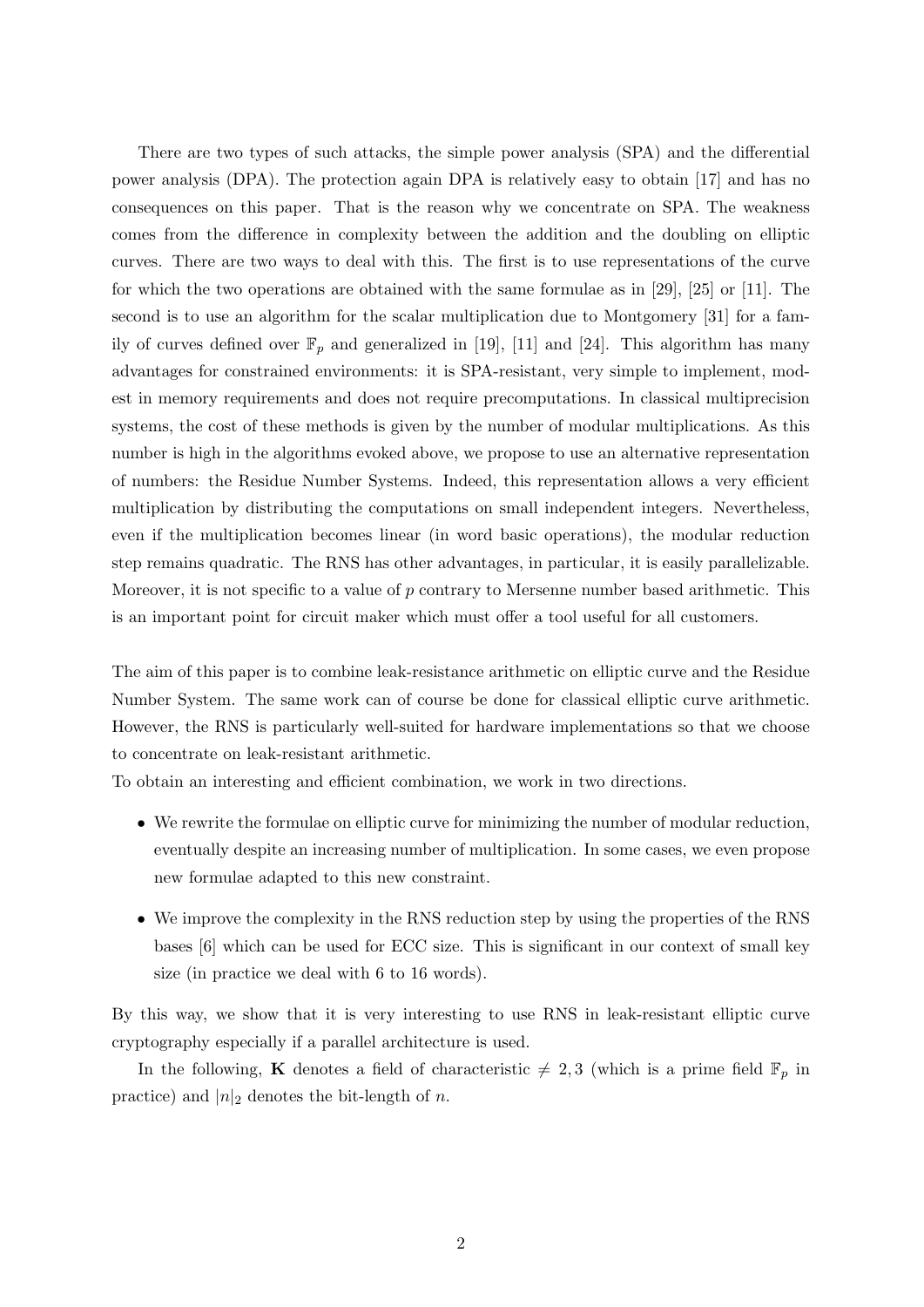There are two types of such attacks, the simple power analysis (SPA) and the differential power analysis (DPA). The protection again DPA is relatively easy to obtain [17] and has no consequences on this paper. That is the reason why we concentrate on SPA. The weakness comes from the difference in complexity between the addition and the doubling on elliptic curves. There are two ways to deal with this. The first is to use representations of the curve for which the two operations are obtained with the same formulae as in [29], [25] or [11]. The second is to use an algorithm for the scalar multiplication due to Montgomery [31] for a family of curves defined over $\mathbb{F}_p$ and generalized in [19], [11] and [24]. This algorithm has many advantages for constrained environments: it is SPA-resistant, very simple to implement, modest in memory requirements and does not require precomputations. In classical multiprecision systems, the cost of these methods is given by the number of modular multiplications. As this number is high in the algorithms evoked above, we propose to use an alternative representation of numbers: the Residue Number Systems. Indeed, this representation allows a very efficient multiplication by distributing the computations on small independent integers. Nevertheless, even if the multiplication becomes linear (in word basic operations), the modular reduction step remains quadratic. The RNS has other advantages, in particular, it is easily parallelizable. Moreover, it is not specific to a value of $p$ contrary to Mersenne number based arithmetic. This is an important point for circuit maker which must offer a tool useful for all customers.

The aim of this paper is to combine leak-resistance arithmetic on elliptic curve and the Residue Number System. The same work can of course be done for classical elliptic curve arithmetic. However, the RNS is particularly well-suited for hardware implementations so that we choose to concentrate on leak-resistant arithmetic.
To obtain an interesting and efficient combination, we work in two directions.

- We rewrite the formulae on elliptic curve for minimizing the number of modular reduction, eventually despite an increasing number of multiplication. In some cases, we even propose new formulae adapted to this new constraint.
- We improve the complexity in the RNS reduction step by using the properties of the RNS bases [6] which can be used for ECC size. This is significant in our context of small key size (in practice we deal with 6 to 16 words).

By this way, we show that it is very interesting to use RNS in leak-resistant elliptic curve cryptography especially if a parallel architecture is used.

In the following, $\mathbf{K}$ denotes a field of characteristic $\neq 2, 3$ (which is a prime field $\mathbb{F}_p$ in practice) and $|n|_2$ denotes the bit-length of $n$.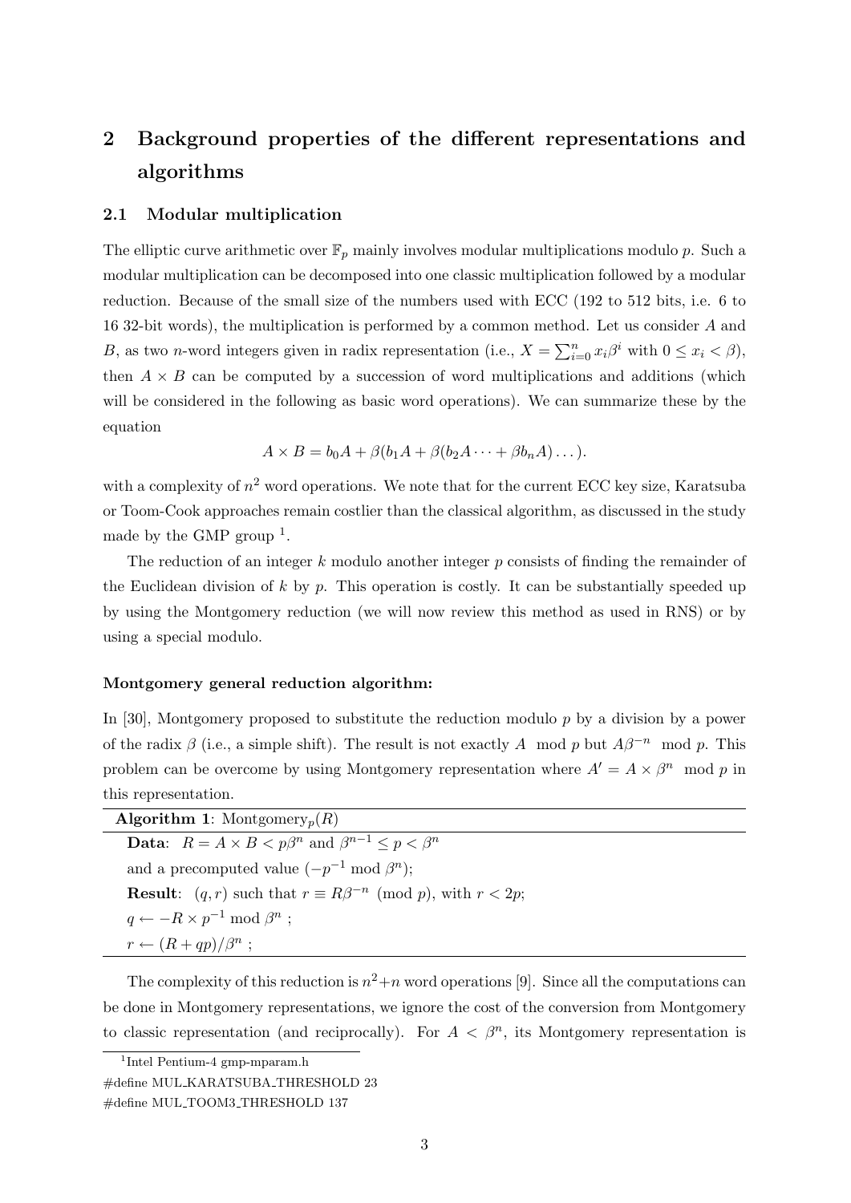## 2 Background properties of the different representations and algorithms

### 2.1 Modular multiplication

The elliptic curve arithmetic over $\mathbb{F}_p$ mainly involves modular multiplications modulo $p$. Such a modular multiplication can be decomposed into one classic multiplication followed by a modular reduction. Because of the small size of the numbers used with ECC (192 to 512 bits, i.e. 6 to 16 32-bit words), the multiplication is performed by a common method. Let us consider $A$ and $B$, as two $n$-word integers given in radix representation (i.e., $X = \sum_{i=0}^{n} x_i \beta^i$ with $0 \leq x_i < \beta$), then $A \times B$ can be computed by a succession of word multiplications and additions (which will be considered in the following as basic word operations). We can summarize these by the equation

$$A \times B = b_0 A + \beta(b_1 A + \beta(b_2 A \cdots + \beta b_n A)\dots).$$

with a complexity of $n^2$ word operations. We note that for the current ECC key size, Karatsuba or Toom-Cook approaches remain costlier than the classical algorithm, as discussed in the study made by the GMP group [1].

The reduction of an integer $k$ modulo another integer $p$ consists of finding the remainder of the Euclidean division of $k$ by $p$. This operation is costly. It can be substantially speeded up by using the Montgomery reduction (we will now review this method as used in RNS) or by using a special modulo.

#### Montgomery general reduction algorithm:

In [30], Montgomery proposed to substitute the reduction modulo $p$ by a division by a power of the radix $\beta$ (i.e., a simple shift). The result is not exactly $A \mod p$ but $A\beta^{-n} \mod p$. This problem can be overcome by using Montgomery representation where $A' = A \times \beta^n \mod p$ in this representation.

**Algorithm 1**: Montgomery$_p(R)$

**Data**: $R = A \times B < p\beta^n$ and $\beta^{n-1} \leq p < \beta^n$
and a precomputed value $(-p^{-1} \bmod \beta^n)$;
**Result**: $(q, r)$ such that $r \equiv R\beta^{-n} \pmod{p}$, with $r < 2p$;
$q \leftarrow -R \times p^{-1} \bmod \beta^n$ ;
$r \leftarrow (R + qp)/\beta^n$ ;

The complexity of this reduction is $n^2 + n$ word operations [9]. Since all the computations can be done in Montgomery representations, we ignore the cost of the conversion from Montgomery to classic representation (and reciprocally). For $A < \beta^n$, its Montgomery representation is

[1] Intel Pentium-4 gmp-mparam.h
#define MUL_KARATSUBA_THRESHOLD 23
#define MUL_TOOM3_THRESHOLD 137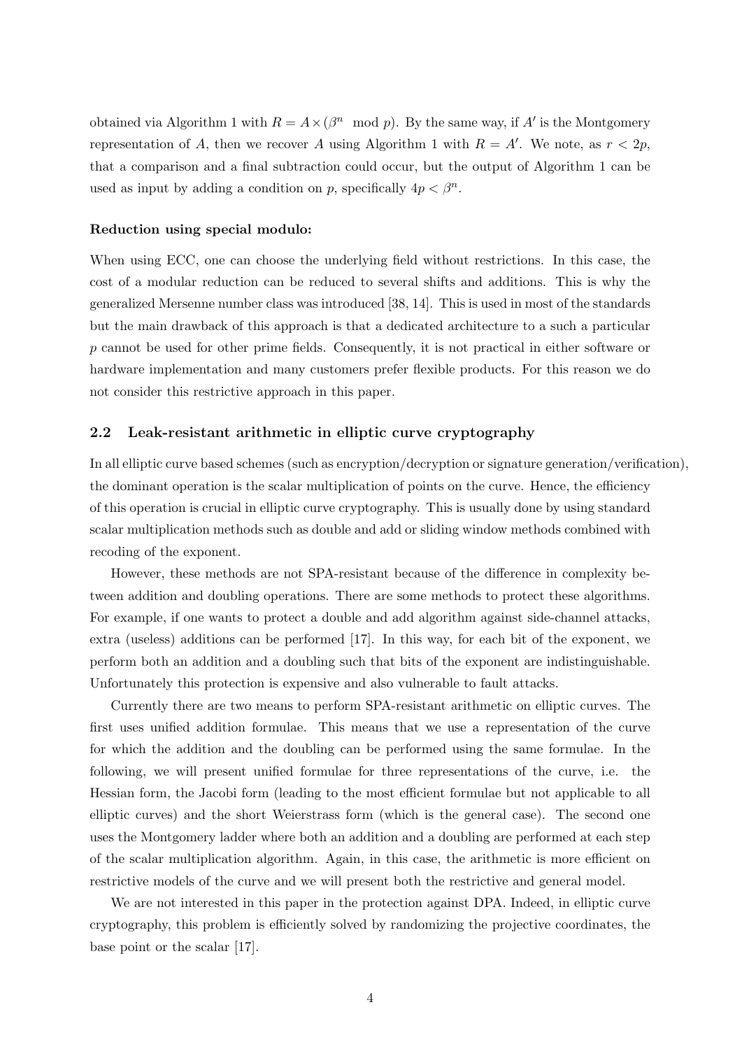obtained via Algorithm 1 with $R = A \times (\beta^n \mod p)$. By the same way, if $A'$ is the Montgomery representation of $A$, then we recover $A$ using Algorithm 1 with $R = A'$. We note, as $r < 2p$, that a comparison and a final subtraction could occur, but the output of Algorithm 1 can be used as input by adding a condition on $p$, specifically $4p < \beta^n$.

**Reduction using special modulo:**

When using ECC, one can choose the underlying field without restrictions. In this case, the cost of a modular reduction can be reduced to several shifts and additions. This is why the generalized Mersenne number class was introduced [38, 14]. This is used in most of the standards but the main drawback of this approach is that a dedicated architecture to a such a particular $p$ cannot be used for other prime fields. Consequently, it is not practical in either software or hardware implementation and many customers prefer flexible products. For this reason we do not consider this restrictive approach in this paper.

### 2.2 Leak-resistant arithmetic in elliptic curve cryptography

In all elliptic curve based schemes (such as encryption/decryption or signature generation/verification), the dominant operation is the scalar multiplication of points on the curve. Hence, the efficiency of this operation is crucial in elliptic curve cryptography. This is usually done by using standard scalar multiplication methods such as double and add or sliding window methods combined with recoding of the exponent.

However, these methods are not SPA-resistant because of the difference in complexity between addition and doubling operations. There are some methods to protect these algorithms. For example, if one wants to protect a double and add algorithm against side-channel attacks, extra (useless) additions can be performed [17]. In this way, for each bit of the exponent, we perform both an addition and a doubling such that bits of the exponent are indistinguishable. Unfortunately this protection is expensive and also vulnerable to fault attacks.

Currently there are two means to perform SPA-resistant arithmetic on elliptic curves. The first uses unified addition formulae. This means that we use a representation of the curve for which the addition and the doubling can be performed using the same formulae. In the following, we will present unified formulae for three representations of the curve, i.e. the Hessian form, the Jacobi form (leading to the most efficient formulae but not applicable to all elliptic curves) and the short Weierstrass form (which is the general case). The second one uses the Montgomery ladder where both an addition and a doubling are performed at each step of the scalar multiplication algorithm. Again, in this case, the arithmetic is more efficient on restrictive models of the curve and we will present both the restrictive and general model.

We are not interested in this paper in the protection against DPA. Indeed, in elliptic curve cryptography, this problem is efficiently solved by randomizing the projective coordinates, the base point or the scalar [17].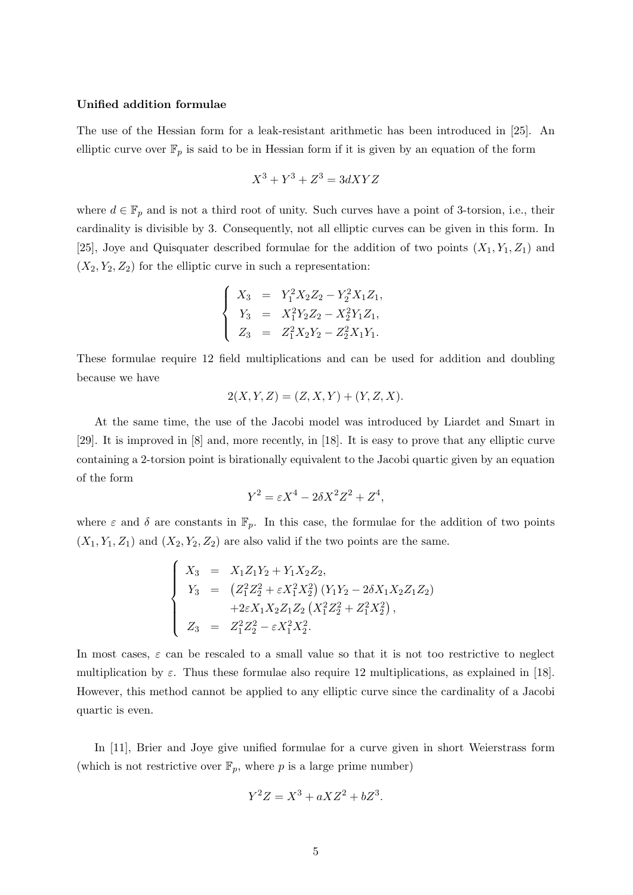**Unified addition formulae**

The use of the Hessian form for a leak-resistant arithmetic has been introduced in [25]. An elliptic curve over $\mathbb{F}_p$ is said to be in Hessian form if it is given by an equation of the form

$$X^3 + Y^3 + Z^3 = 3dXYZ$$

where $d \in \mathbb{F}_p$ and is not a third root of unity. Such curves have a point of 3-torsion, i.e., their cardinality is divisible by 3. Consequently, not all elliptic curves can be given in this form. In [25], Joye and Quisquater described formulae for the addition of two points $(X_1, Y_1, Z_1)$ and $(X_2, Y_2, Z_2)$ for the elliptic curve in such a representation:

$$\begin{cases} X_3 &= Y_1^2 X_2 Z_2 - Y_2^2 X_1 Z_1, \\ Y_3 &= X_1^2 Y_2 Z_2 - X_2^2 Y_1 Z_1, \\ Z_3 &= Z_1^2 X_2 Y_2 - Z_2^2 X_1 Y_1. \end{cases}$$

These formulae require 12 field multiplications and can be used for addition and doubling because we have

$$2(X, Y, Z) = (Z, X, Y) + (Y, Z, X).$$

At the same time, the use of the Jacobi model was introduced by Liardet and Smart in [29]. It is improved in [8] and, more recently, in [18]. It is easy to prove that any elliptic curve containing a 2-torsion point is birationally equivalent to the Jacobi quartic given by an equation of the form

$$Y^2 = \varepsilon X^4 - 2\delta X^2 Z^2 + Z^4,$$

where $\varepsilon$ and $\delta$ are constants in $\mathbb{F}_p$. In this case, the formulae for the addition of two points $(X_1, Y_1, Z_1)$ and $(X_2, Y_2, Z_2)$ are also valid if the two points are the same.

$$\begin{cases} X_3 &= X_1 Z_1 Y_2 + Y_1 X_2 Z_2, \\ Y_3 &= \left(Z_1^2 Z_2^2 + \varepsilon X_1^2 X_2^2\right)\left(Y_1 Y_2 - 2\delta X_1 X_2 Z_1 Z_2\right) \\ & \quad + 2\varepsilon X_1 X_2 Z_1 Z_2 \left(X_1^2 Z_2^2 + Z_1^2 X_2^2\right), \\ Z_3 &= Z_1^2 Z_2^2 - \varepsilon X_1^2 X_2^2. \end{cases}$$

In most cases, $\varepsilon$ can be rescaled to a small value so that it is not too restrictive to neglect multiplication by $\varepsilon$. Thus these formulae also require 12 multiplications, as explained in [18]. However, this method cannot be applied to any elliptic curve since the cardinality of a Jacobi quartic is even.

In [11], Brier and Joye give unified formulae for a curve given in short Weierstrass form (which is not restrictive over $\mathbb{F}_p$, where $p$ is a large prime number)

$$Y^2 Z = X^3 + aXZ^2 + bZ^3.$$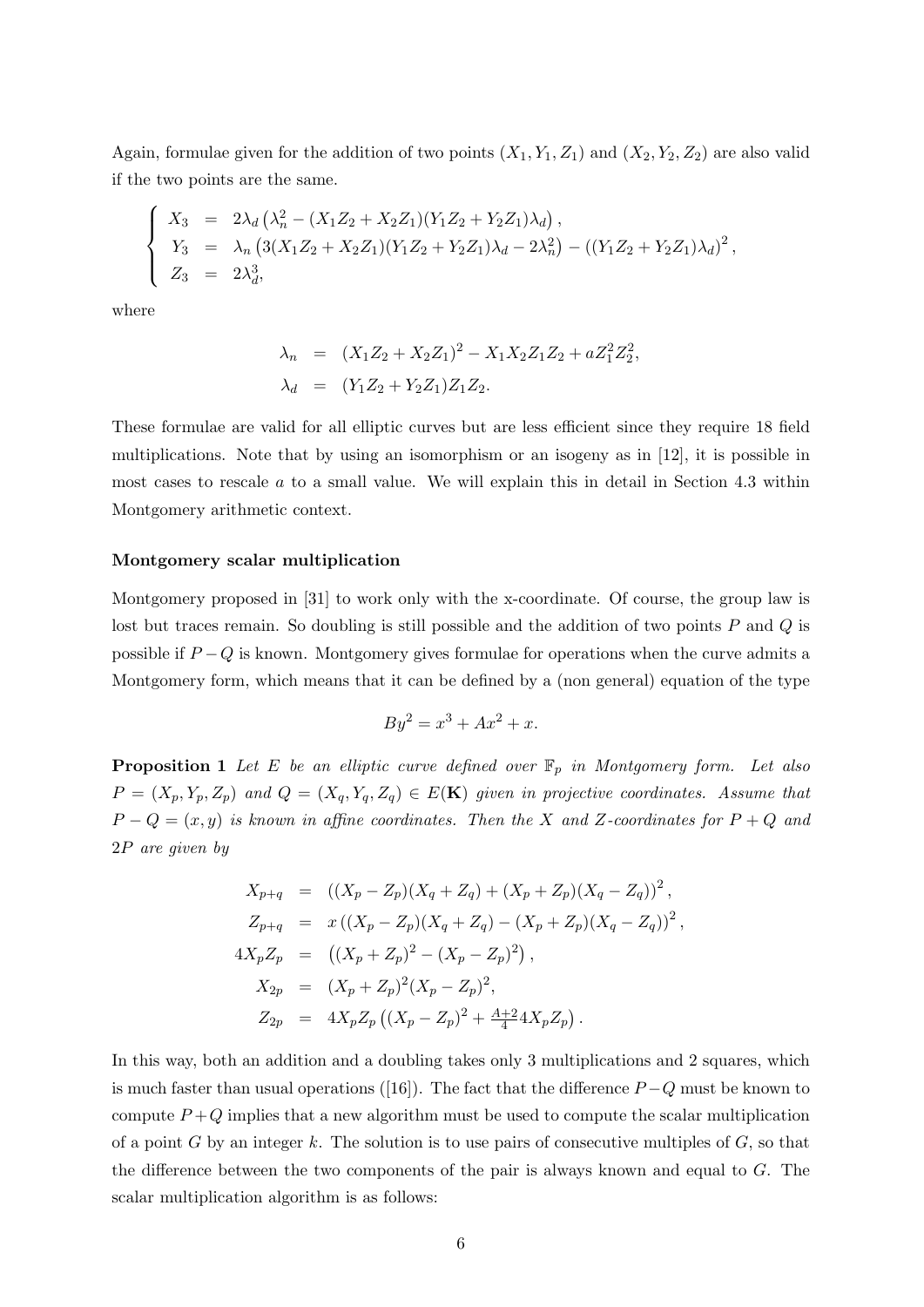Again, formulae given for the addition of two points $(X_1, Y_1, Z_1)$ and $(X_2, Y_2, Z_2)$ are also valid if the two points are the same.

$$
\begin{cases}
X_3 &= 2\lambda_d \left(\lambda_n^2 - (X_1Z_2 + X_2Z_1)(Y_1Z_2 + Y_2Z_1)\lambda_d\right), \\
Y_3 &= \lambda_n \left(3(X_1Z_2 + X_2Z_1)(Y_1Z_2 + Y_2Z_1)\lambda_d - 2\lambda_n^2\right) - \left((Y_1Z_2 + Y_2Z_1)\lambda_d\right)^2, \\
Z_3 &= 2\lambda_d^3,
\end{cases}
$$

where

$$
\begin{aligned}
\lambda_n &= (X_1Z_2 + X_2Z_1)^2 - X_1X_2Z_1Z_2 + aZ_1^2Z_2^2, \\
\lambda_d &= (Y_1Z_2 + Y_2Z_1)Z_1Z_2.
\end{aligned}
$$

These formulae are valid for all elliptic curves but are less efficient since they require 18 field multiplications. Note that by using an isomorphism or an isogeny as in [12], it is possible in most cases to rescale $a$ to a small value. We will explain this in detail in Section 4.3 within Montgomery arithmetic context.

**Montgomery scalar multiplication**

Montgomery proposed in [31] to work only with the x-coordinate. Of course, the group law is lost but traces remain. So doubling is still possible and the addition of two points $P$ and $Q$ is possible if $P - Q$ is known. Montgomery gives formulae for operations when the curve admits a Montgomery form, which means that it can be defined by a (non general) equation of the type

$$
By^2 = x^3 + Ax^2 + x.
$$

**Proposition 1** *Let $E$ be an elliptic curve defined over $\mathbb{F}_p$ in Montgomery form. Let also $P = (X_p, Y_p, Z_p)$ and $Q = (X_q, Y_q, Z_q) \in E(\mathbf{K})$ given in projective coordinates. Assume that $P - Q = (x, y)$ is known in affine coordinates. Then the $X$ and $Z$-coordinates for $P + Q$ and $2P$ are given by*

$$
\begin{aligned}
X_{p+q} &= \left((X_p - Z_p)(X_q + Z_q) + (X_p + Z_p)(X_q - Z_q)\right)^2, \\
Z_{p+q} &= x\left((X_p - Z_p)(X_q + Z_q) - (X_p + Z_p)(X_q - Z_q)\right)^2, \\
4X_pZ_p &= \left((X_p + Z_p)^2 - (X_p - Z_p)^2\right), \\
X_{2p} &= (X_p + Z_p)^2(X_p - Z_p)^2, \\
Z_{2p} &= 4X_pZ_p\left((X_p - Z_p)^2 + \tfrac{A+2}{4}4X_pZ_p\right).
\end{aligned}
$$

In this way, both an addition and a doubling takes only 3 multiplications and 2 squares, which is much faster than usual operations ([16]). The fact that the difference $P - Q$ must be known to compute $P + Q$ implies that a new algorithm must be used to compute the scalar multiplication of a point $G$ by an integer $k$. The solution is to use pairs of consecutive multiples of $G$, so that the difference between the two components of the pair is always known and equal to $G$. The scalar multiplication algorithm is as follows: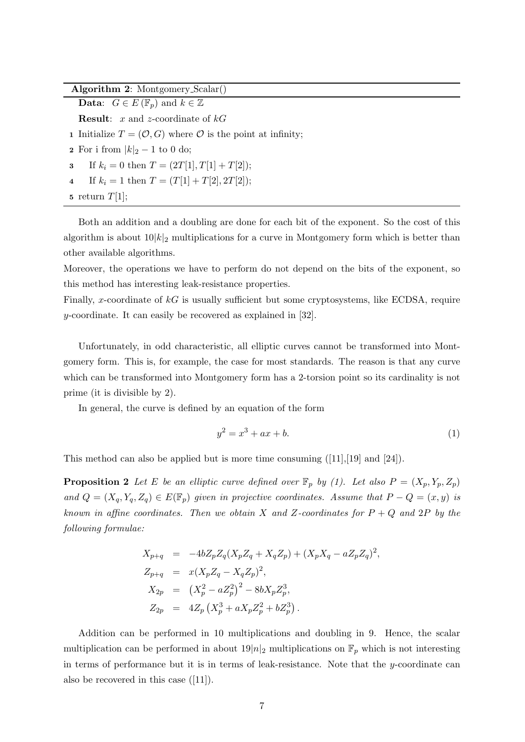**Algorithm 2**: Montgomery_Scalar()

**Data**: $G \in E(\mathbb{F}_p)$ and $k \in \mathbb{Z}$

**Result**: $x$ and $z$-coordinate of $kG$

1. Initialize $T = (\mathcal{O}, G)$ where $\mathcal{O}$ is the point at infinity;
2. For i from $|k|_2 - 1$ to 0 do;
3. If $k_i = 0$ then $T = (2T[1], T[1] + T[2])$;
4. If $k_i = 1$ then $T = (T[1] + T[2], 2T[2])$;
5. return $T[1]$;

Both an addition and a doubling are done for each bit of the exponent. So the cost of this algorithm is about $10|k|_2$ multiplications for a curve in Montgomery form which is better than other available algorithms.

Moreover, the operations we have to perform do not depend on the bits of the exponent, so this method has interesting leak-resistance properties.

Finally, $x$-coordinate of $kG$ is usually sufficient but some cryptosystems, like ECDSA, require $y$-coordinate. It can easily be recovered as explained in [32].

Unfortunately, in odd characteristic, all elliptic curves cannot be transformed into Montgomery form. This is, for example, the case for most standards. The reason is that any curve which can be transformed into Montgomery form has a 2-torsion point so its cardinality is not prime (it is divisible by 2).

In general, the curve is defined by an equation of the form

$$y^2 = x^3 + ax + b. \tag{1}$$

This method can also be applied but is more time consuming ([11],[19] and [24]).

**Proposition 2** *Let $E$ be an elliptic curve defined over $\mathbb{F}_p$ by (1). Let also $P = (X_p, Y_p, Z_p)$ and $Q = (X_q, Y_q, Z_q) \in E(\mathbb{F}_p)$ given in projective coordinates. Assume that $P - Q = (x, y)$ is known in affine coordinates. Then we obtain $X$ and $Z$-coordinates for $P + Q$ and $2P$ by the following formulae:*

$$\begin{aligned}
X_{p+q} &= -4bZ_pZ_q(X_pZ_q + X_qZ_p) + (X_pX_q - aZ_pZ_q)^2, \\
Z_{p+q} &= x(X_pZ_q - X_qZ_p)^2, \\
X_{2p} &= \left(X_p^2 - aZ_p^2\right)^2 - 8bX_pZ_p^3, \\
Z_{2p} &= 4Z_p\left(X_p^3 + aX_pZ_p^2 + bZ_p^3\right).
\end{aligned}$$

Addition can be performed in 10 multiplications and doubling in 9. Hence, the scalar multiplication can be performed in about $19|n|_2$ multiplications on $\mathbb{F}_p$ which is not interesting in terms of performance but it is in terms of leak-resistance. Note that the $y$-coordinate can also be recovered in this case ([11]).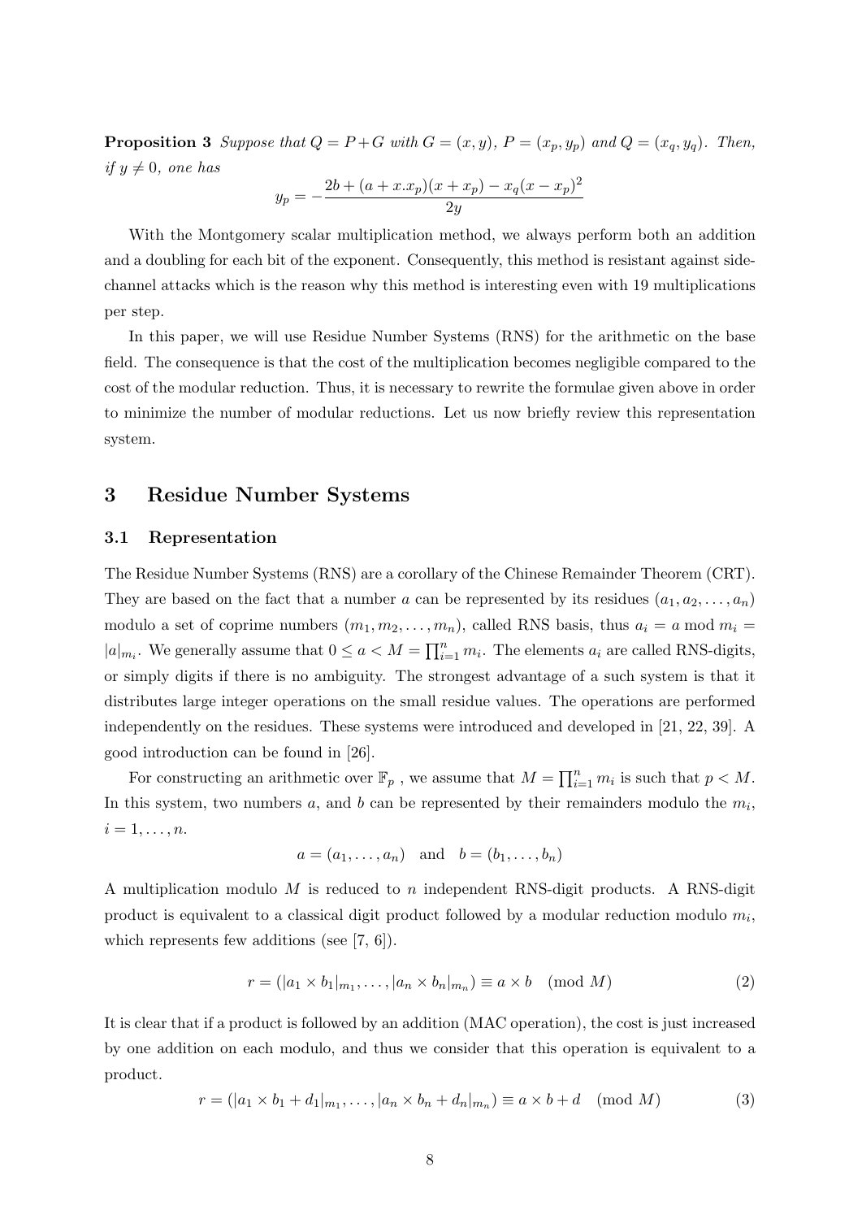**Proposition 3** *Suppose that $Q = P + G$ with $G = (x, y)$, $P = (x_p, y_p)$ and $Q = (x_q, y_q)$. Then, if $y \neq 0$, one has*

$$y_p = -\frac{2b + (a + x.x_p)(x + x_p) - x_q(x - x_p)^2}{2y}$$

With the Montgomery scalar multiplication method, we always perform both an addition and a doubling for each bit of the exponent. Consequently, this method is resistant against side-channel attacks which is the reason why this method is interesting even with 19 multiplications per step.

In this paper, we will use Residue Number Systems (RNS) for the arithmetic on the base field. The consequence is that the cost of the multiplication becomes negligible compared to the cost of the modular reduction. Thus, it is necessary to rewrite the formulae given above in order to minimize the number of modular reductions. Let us now briefly review this representation system.

## 3 Residue Number Systems

### 3.1 Representation

The Residue Number Systems (RNS) are a corollary of the Chinese Remainder Theorem (CRT). They are based on the fact that a number $a$ can be represented by its residues $(a_1, a_2, \ldots, a_n)$ modulo a set of coprime numbers $(m_1, m_2, \ldots, m_n)$, called RNS basis, thus $a_i = a \bmod m_i = |a|_{m_i}$. We generally assume that $0 \leq a < M = \prod_{i=1}^{n} m_i$. The elements $a_i$ are called RNS-digits, or simply digits if there is no ambiguity. The strongest advantage of a such system is that it distributes large integer operations on the small residue values. The operations are performed independently on the residues. These systems were introduced and developed in [21, 22, 39]. A good introduction can be found in [26].

For constructing an arithmetic over $\mathbb{F}_p$ , we assume that $M = \prod_{i=1}^{n} m_i$ is such that $p < M$. In this system, two numbers $a$, and $b$ can be represented by their remainders modulo the $m_i$, $i = 1, \ldots, n$.

$$a = (a_1, \ldots, a_n) \quad \text{and} \quad b = (b_1, \ldots, b_n)$$

A multiplication modulo $M$ is reduced to $n$ independent RNS-digit products. A RNS-digit product is equivalent to a classical digit product followed by a modular reduction modulo $m_i$, which represents few additions (see [7, 6]).

$$r = (|a_1 \times b_1|_{m_1}, \ldots, |a_n \times b_n|_{m_n}) \equiv a \times b \pmod{M} \tag{2}$$

It is clear that if a product is followed by an addition (MAC operation), the cost is just increased by one addition on each modulo, and thus we consider that this operation is equivalent to a product.

$$r = (|a_1 \times b_1 + d_1|_{m_1}, \ldots, |a_n \times b_n + d_n|_{m_n}) \equiv a \times b + d \pmod{M} \tag{3}$$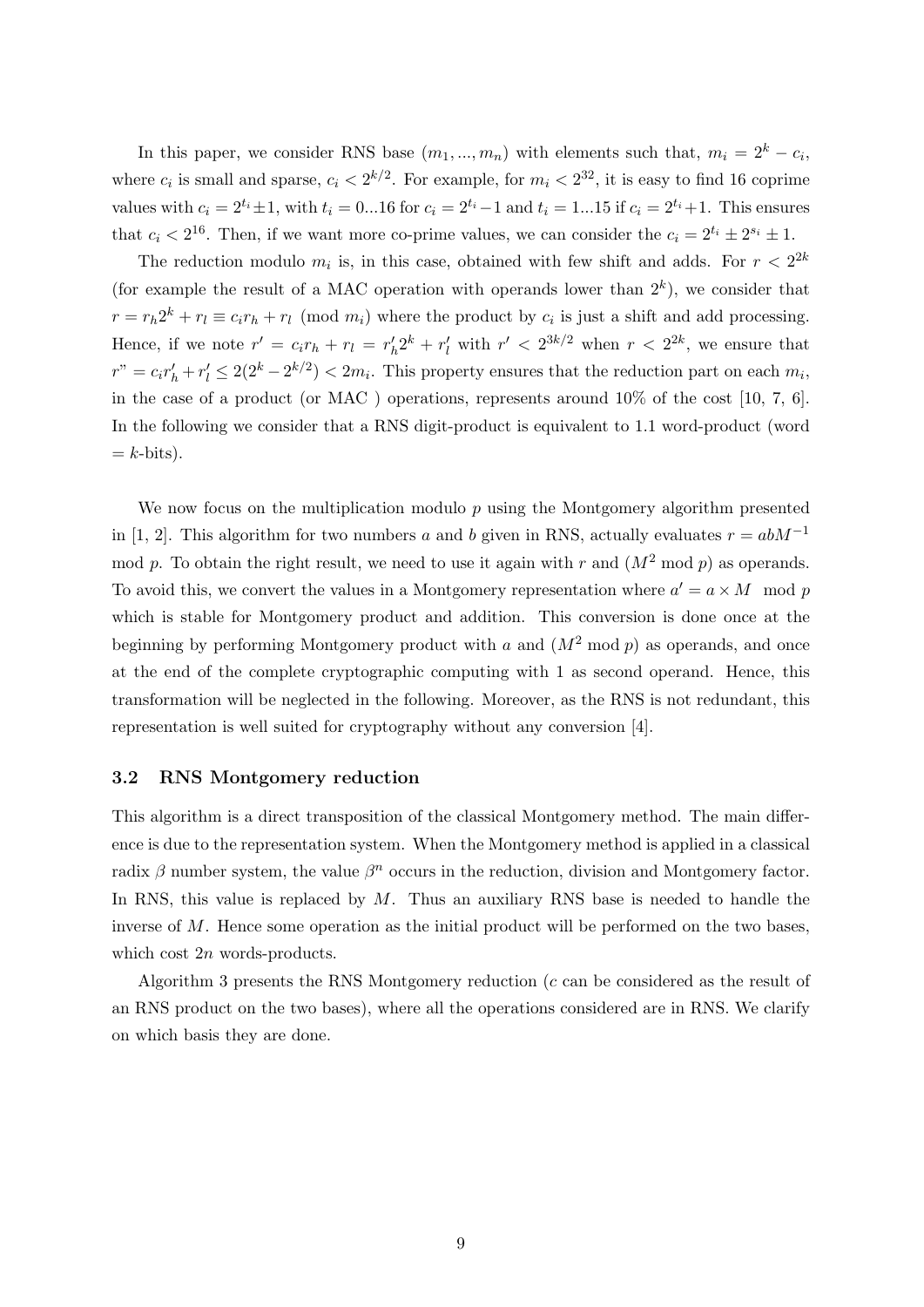In this paper, we consider RNS base $(m_1, ..., m_n)$ with elements such that, $m_i = 2^k - c_i$, where $c_i$ is small and sparse, $c_i < 2^{k/2}$. For example, for $m_i < 2^{32}$, it is easy to find 16 coprime values with $c_i = 2^{t_i} \pm 1$, with $t_i = 0...16$ for $c_i = 2^{t_i} - 1$ and $t_i = 1...15$ if $c_i = 2^{t_i} + 1$. This ensures that $c_i < 2^{16}$. Then, if we want more co-prime values, we can consider the $c_i = 2^{t_i} \pm 2^{s_i} \pm 1$.

The reduction modulo $m_i$ is, in this case, obtained with few shift and adds. For $r < 2^{2k}$ (for example the result of a MAC operation with operands lower than $2^k$), we consider that $r = r_h 2^k + r_l \equiv c_i r_h + r_l \pmod{m_i}$ where the product by $c_i$ is just a shift and add processing. Hence, if we note $r' = c_i r_h + r_l = r'_h 2^k + r'_l$ with $r' < 2^{3k/2}$ when $r < 2^{2k}$, we ensure that $r" = c_i r'_h + r'_l \leq 2(2^k - 2^{k/2}) < 2m_i$. This property ensures that the reduction part on each $m_i$, in the case of a product (or MAC ) operations, represents around 10% of the cost [10, 7, 6]. In the following we consider that a RNS digit-product is equivalent to 1.1 word-product (word $= k$-bits).

We now focus on the multiplication modulo $p$ using the Montgomery algorithm presented in [1, 2]. This algorithm for two numbers $a$ and $b$ given in RNS, actually evaluates $r = abM^{-1} \bmod p$. To obtain the right result, we need to use it again with $r$ and $(M^2 \bmod p)$ as operands. To avoid this, we convert the values in a Montgomery representation where $a' = a \times M \mod p$ which is stable for Montgomery product and addition. This conversion is done once at the beginning by performing Montgomery product with $a$ and $(M^2 \bmod p)$ as operands, and once at the end of the complete cryptographic computing with 1 as second operand. Hence, this transformation will be neglected in the following. Moreover, as the RNS is not redundant, this representation is well suited for cryptography without any conversion [4].

### 3.2 RNS Montgomery reduction

This algorithm is a direct transposition of the classical Montgomery method. The main difference is due to the representation system. When the Montgomery method is applied in a classical radix $\beta$ number system, the value $\beta^n$ occurs in the reduction, division and Montgomery factor. In RNS, this value is replaced by $M$. Thus an auxiliary RNS base is needed to handle the inverse of $M$. Hence some operation as the initial product will be performed on the two bases, which cost $2n$ words-products.

Algorithm 3 presents the RNS Montgomery reduction ($c$ can be considered as the result of an RNS product on the two bases), where all the operations considered are in RNS. We clarify on which basis they are done.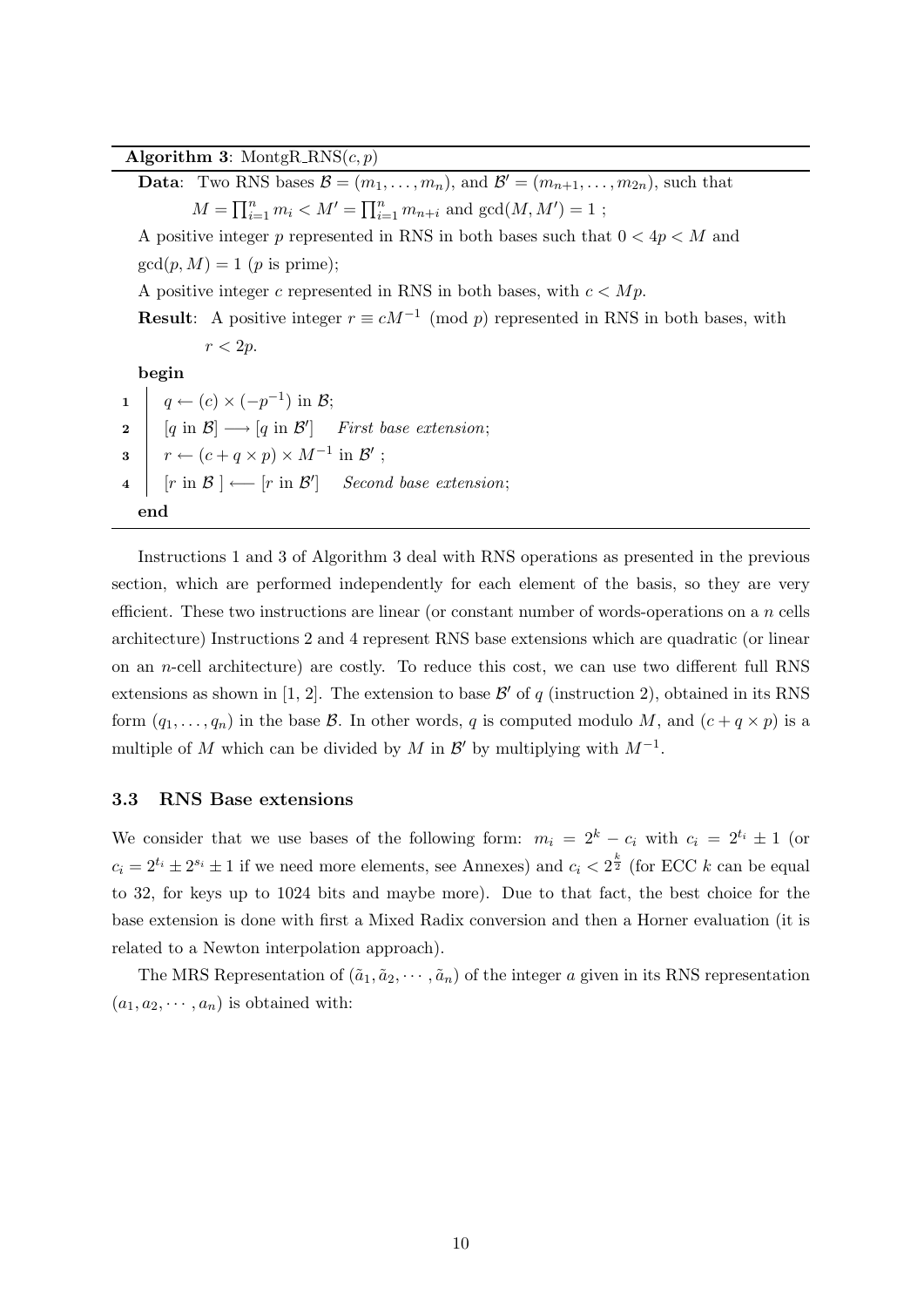**Algorithm 3**: MontgR_RNS$(c, p)$

**Data**: Two RNS bases $\mathcal{B} = (m_1, \ldots, m_n)$, and $\mathcal{B}' = (m_{n+1}, \ldots, m_{2n})$, such that $M = \prod_{i=1}^{n} m_i < M' = \prod_{i=1}^{n} m_{n+i}$ and $\gcd(M, M') = 1$ ;

A positive integer $p$ represented in RNS in both bases such that $0 < 4p < M$ and $\gcd(p, M) = 1$ ($p$ is prime);

A positive integer $c$ represented in RNS in both bases, with $c < Mp$.

**Result**: A positive integer $r \equiv cM^{-1} \pmod p$ represented in RNS in both bases, with $r < 2p$.

**begin**

1. $q \leftarrow (c) \times (-p^{-1})$ in $\mathcal{B}$;
2. $[q \text{ in } \mathcal{B}] \longrightarrow [q \text{ in } \mathcal{B}']$ *First base extension*;
3. $r \leftarrow (c + q \times p) \times M^{-1}$ in $\mathcal{B}'$ ;
4. $[r \text{ in } \mathcal{B}\ ] \longleftarrow [r \text{ in } \mathcal{B}']$ *Second base extension*;

**end**

Instructions 1 and 3 of Algorithm 3 deal with RNS operations as presented in the previous section, which are performed independently for each element of the basis, so they are very efficient. These two instructions are linear (or constant number of words-operations on a $n$ cells architecture) Instructions 2 and 4 represent RNS base extensions which are quadratic (or linear on an $n$-cell architecture) are costly. To reduce this cost, we can use two different full RNS extensions as shown in [1, 2]. The extension to base $\mathcal{B}'$ of $q$ (instruction 2), obtained in its RNS form $(q_1, \ldots, q_n)$ in the base $\mathcal{B}$. In other words, $q$ is computed modulo $M$, and $(c + q \times p)$ is a multiple of $M$ which can be divided by $M$ in $\mathcal{B}'$ by multiplying with $M^{-1}$.

### 3.3 RNS Base extensions

We consider that we use bases of the following form: $m_i = 2^k - c_i$ with $c_i = 2^{t_i} \pm 1$ (or $c_i = 2^{t_i} \pm 2^{s_i} \pm 1$ if we need more elements, see Annexes) and $c_i < 2^{\frac{k}{2}}$ (for ECC $k$ can be equal to 32, for keys up to 1024 bits and maybe more). Due to that fact, the best choice for the base extension is done with first a Mixed Radix conversion and then a Horner evaluation (it is related to a Newton interpolation approach).

The MRS Representation of $(\tilde{a}_1, \tilde{a}_2, \cdots, \tilde{a}_n)$ of the integer $a$ given in its RNS representation $(a_1, a_2, \cdots, a_n)$ is obtained with: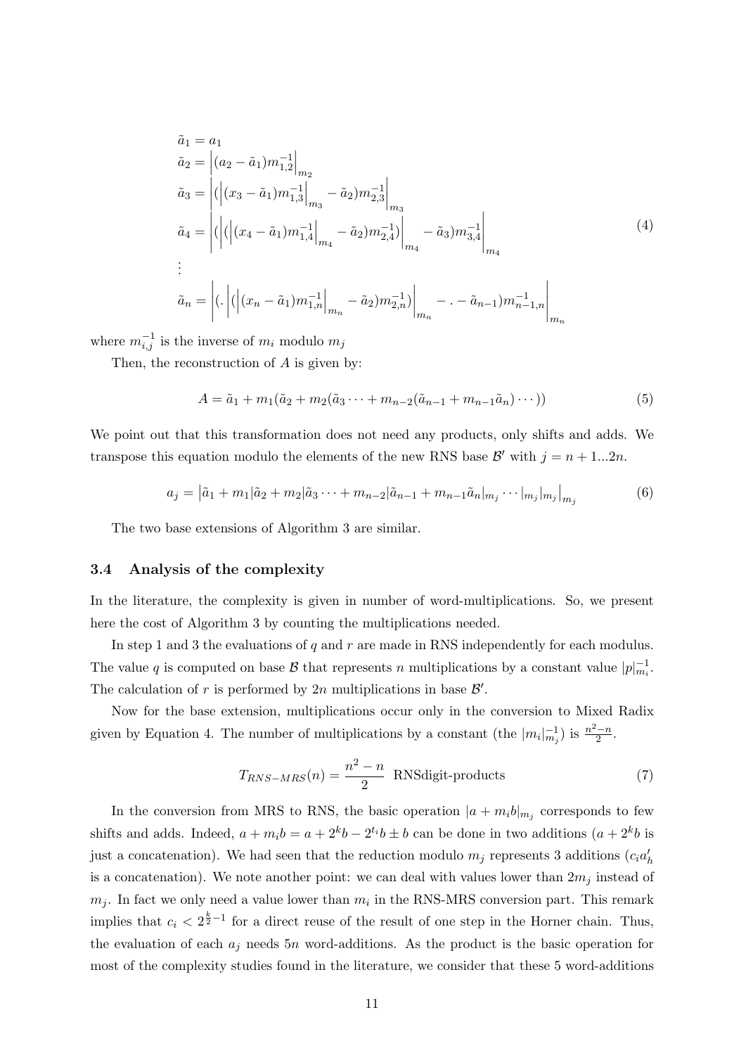$$
\begin{aligned}
\tilde{a}_1 &= a_1 \\
\tilde{a}_2 &= \left|(a_2 - \tilde{a}_1)m_{1,2}^{-1}\right|_{m_2} \\
\tilde{a}_3 &= \left|(\left|(x_3 - \tilde{a}_1)m_{1,3}^{-1}\right|_{m_3} - \tilde{a}_2)m_{2,3}^{-1}\right|_{m_3} \\
\tilde{a}_4 &= \left|(\left|(\left|(x_4 - \tilde{a}_1)m_{1,4}^{-1}\right|_{m_4} - \tilde{a}_2)m_{2,4}^{-1})\right|_{m_4} - \tilde{a}_3)m_{3,4}^{-1}\right|_{m_4} \\
&\vdots \\
\tilde{a}_n &= \left|(.\left|(\left|(x_n - \tilde{a}_1)m_{1,n}^{-1}\right|_{m_n} - \tilde{a}_2)m_{2,n}^{-1})\right|_{m_n} - . - \tilde{a}_{n-1})m_{n-1,n}^{-1}\right|_{m_n}
\end{aligned}
\tag{4}
$$

where $m_{i,j}^{-1}$ is the inverse of $m_i$ modulo $m_j$

Then, the reconstruction of $A$ is given by:

$$
A = \tilde{a}_1 + m_1(\tilde{a}_2 + m_2(\tilde{a}_3 \cdots + m_{n-2}(\tilde{a}_{n-1} + m_{n-1}\tilde{a}_n)\cdots)) \tag{5}
$$

We point out that this transformation does not need any products, only shifts and adds. We transpose this equation modulo the elements of the new RNS base $\mathcal{B}'$ with $j = n+1...2n$.

$$
a_j = \left|\tilde{a}_1 + m_1|\tilde{a}_2 + m_2|\tilde{a}_3 \cdots + m_{n-2}|\tilde{a}_{n-1} + m_{n-1}\tilde{a}_n|_{m_j} \cdots|_{m_j}|_{m_j}\right|_{m_j} \tag{6}
$$

The two base extensions of Algorithm 3 are similar.

### 3.4 Analysis of the complexity

In the literature, the complexity is given in number of word-multiplications. So, we present here the cost of Algorithm 3 by counting the multiplications needed.

In step 1 and 3 the evaluations of $q$ and $r$ are made in RNS independently for each modulus. The value $q$ is computed on base $\mathcal{B}$ that represents $n$ multiplications by a constant value $|p|_{m_i}^{-1}$. The calculation of $r$ is performed by $2n$ multiplications in base $\mathcal{B}'$.

Now for the base extension, multiplications occur only in the conversion to Mixed Radix given by Equation 4. The number of multiplications by a constant (the $|m_i|_{m_j}^{-1}$) is $\frac{n^2-n}{2}$.

$$
T_{RNS-MRS}(n) = \frac{n^2-n}{2} \text{ RNSdigit-products} \tag{7}
$$

In the conversion from MRS to RNS, the basic operation $|a + m_i b|_{m_j}$ corresponds to few shifts and adds. Indeed, $a + m_i b = a + 2^k b - 2^{t_i} b \pm b$ can be done in two additions ($a + 2^k b$ is just a concatenation). We had seen that the reduction modulo $m_j$ represents 3 additions ($c_i a'_h$ is a concatenation). We note another point: we can deal with values lower than $2m_j$ instead of $m_j$. In fact we only need a value lower than $m_i$ in the RNS-MRS conversion part. This remark implies that $c_i < 2^{\frac{k}{2}-1}$ for a direct reuse of the result of one step in the Horner chain. Thus, the evaluation of each $a_j$ needs $5n$ word-additions. As the product is the basic operation for most of the complexity studies found in the literature, we consider that these 5 word-additions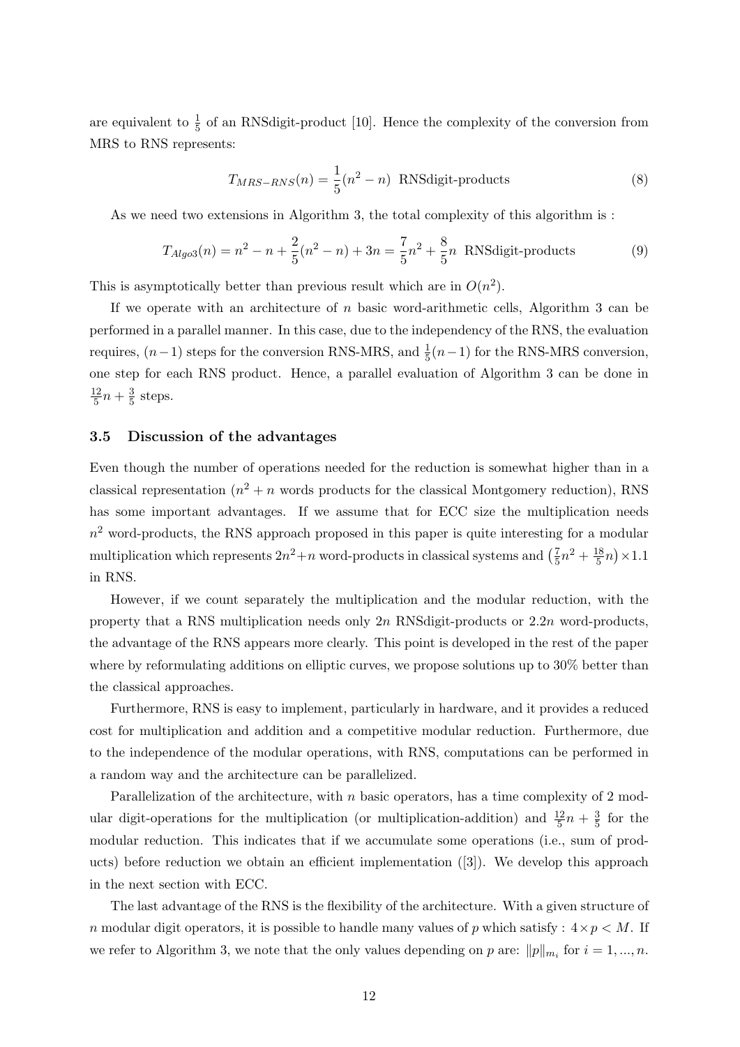are equivalent to $\frac{1}{5}$ of an RNSdigit-product [10]. Hence the complexity of the conversion from MRS to RNS represents:

$$T_{MRS-RNS}(n) = \frac{1}{5}(n^2 - n) \text{ RNSdigit-products} \tag{8}$$

As we need two extensions in Algorithm 3, the total complexity of this algorithm is :

$$T_{Algo3}(n) = n^2 - n + \frac{2}{5}(n^2 - n) + 3n = \frac{7}{5}n^2 + \frac{8}{5}n \text{ RNSdigit-products} \tag{9}$$

This is asymptotically better than previous result which are in $O(n^2)$.

If we operate with an architecture of $n$ basic word-arithmetic cells, Algorithm 3 can be performed in a parallel manner. In this case, due to the independency of the RNS, the evaluation requires, $(n-1)$ steps for the conversion RNS-MRS, and $\frac{1}{5}(n-1)$ for the RNS-MRS conversion, one step for each RNS product. Hence, a parallel evaluation of Algorithm 3 can be done in $\frac{12}{5}n + \frac{3}{5}$ steps.

### 3.5 Discussion of the advantages

Even though the number of operations needed for the reduction is somewhat higher than in a classical representation ($n^2 + n$ words products for the classical Montgomery reduction), RNS has some important advantages. If we assume that for ECC size the multiplication needs $n^2$ word-products, the RNS approach proposed in this paper is quite interesting for a modular multiplication which represents $2n^2+n$ word-products in classical systems and $\left(\frac{7}{5}n^2 + \frac{18}{5}n\right) \times 1.1$ in RNS.

However, if we count separately the multiplication and the modular reduction, with the property that a RNS multiplication needs only $2n$ RNSdigit-products or $2.2n$ word-products, the advantage of the RNS appears more clearly. This point is developed in the rest of the paper where by reformulating additions on elliptic curves, we propose solutions up to 30% better than the classical approaches.

Furthermore, RNS is easy to implement, particularly in hardware, and it provides a reduced cost for multiplication and addition and a competitive modular reduction. Furthermore, due to the independence of the modular operations, with RNS, computations can be performed in a random way and the architecture can be parallelized.

Parallelization of the architecture, with $n$ basic operators, has a time complexity of 2 modular digit-operations for the multiplication (or multiplication-addition) and $\frac{12}{5}n + \frac{3}{5}$ for the modular reduction. This indicates that if we accumulate some operations (i.e., sum of products) before reduction we obtain an efficient implementation ([3]). We develop this approach in the next section with ECC.

The last advantage of the RNS is the flexibility of the architecture. With a given structure of $n$ modular digit operators, it is possible to handle many values of $p$ which satisfy : $4 \times p < M$. If we refer to Algorithm 3, we note that the only values depending on $p$ are: $\|p\|_{m_i}$ for $i = 1, ..., n$.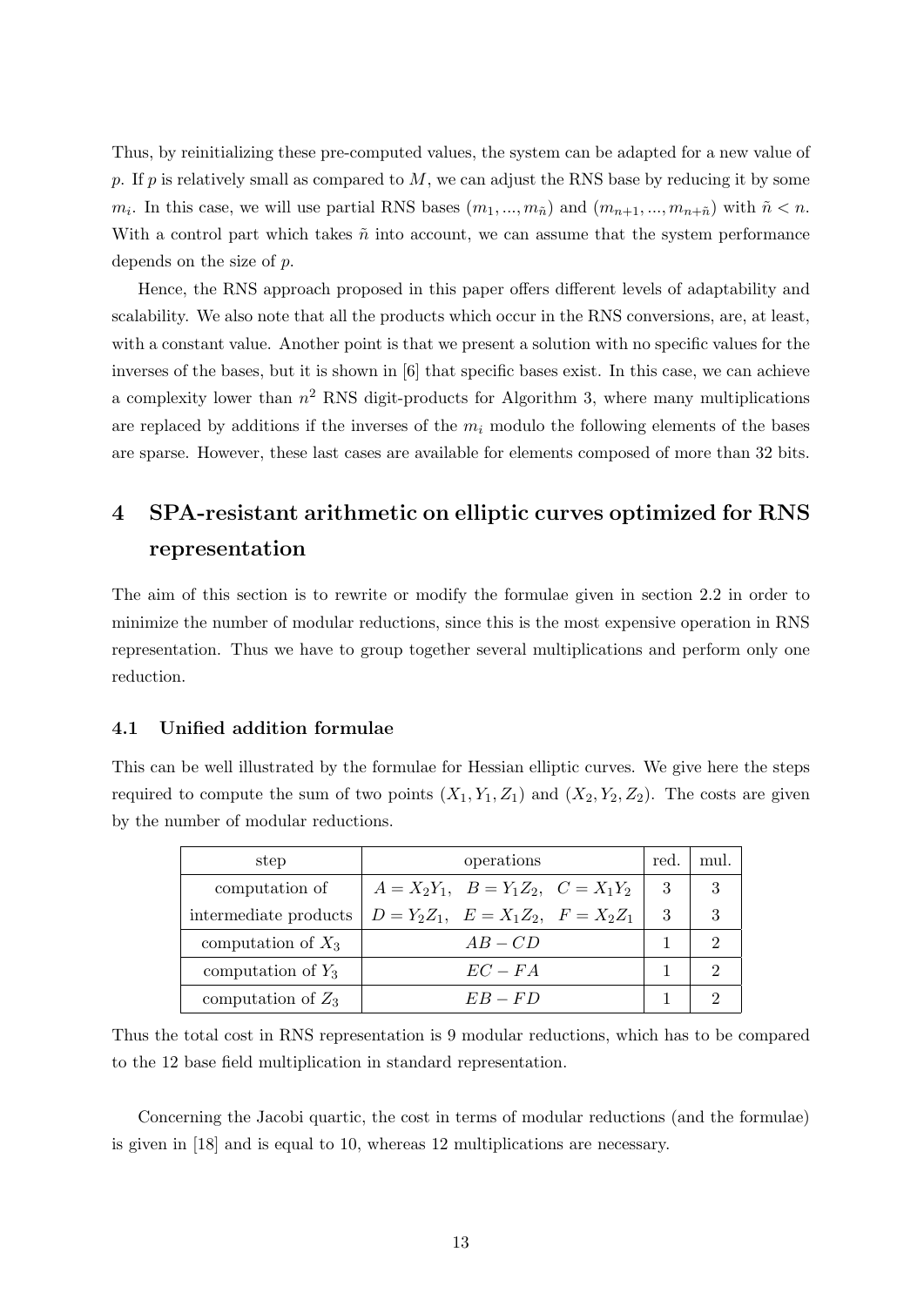Thus, by reinitializing these pre-computed values, the system can be adapted for a new value of $p$. If $p$ is relatively small as compared to $M$, we can adjust the RNS base by reducing it by some $m_i$. In this case, we will use partial RNS bases $(m_1, ..., m_{\tilde{n}})$ and $(m_{n+1}, ..., m_{n+\tilde{n}})$ with $\tilde{n} < n$. With a control part which takes $\tilde{n}$ into account, we can assume that the system performance depends on the size of $p$.

Hence, the RNS approach proposed in this paper offers different levels of adaptability and scalability. We also note that all the products which occur in the RNS conversions, are, at least, with a constant value. Another point is that we present a solution with no specific values for the inverses of the bases, but it is shown in [6] that specific bases exist. In this case, we can achieve a complexity lower than $n^2$ RNS digit-products for Algorithm 3, where many multiplications are replaced by additions if the inverses of the $m_i$ modulo the following elements of the bases are sparse. However, these last cases are available for elements composed of more than 32 bits.

# 4 SPA-resistant arithmetic on elliptic curves optimized for RNS representation

The aim of this section is to rewrite or modify the formulae given in section 2.2 in order to minimize the number of modular reductions, since this is the most expensive operation in RNS representation. Thus we have to group together several multiplications and perform only one reduction.

## 4.1 Unified addition formulae

This can be well illustrated by the formulae for Hessian elliptic curves. We give here the steps required to compute the sum of two points $(X_1, Y_1, Z_1)$ and $(X_2, Y_2, Z_2)$. The costs are given by the number of modular reductions.

| step | operations | red. | mul. |
|---|---|---|---|
| computation of | $A = X_2Y_1, \quad B = Y_1Z_2, \quad C = X_1Y_2$ | 3 | 3 |
| intermediate products | $D = Y_2Z_1, \quad E = X_1Z_2, \quad F = X_2Z_1$ | 3 | 3 |
| computation of $X_3$ | $AB - CD$ | 1 | 2 |
| computation of $Y_3$ | $EC - FA$ | 1 | 2 |
| computation of $Z_3$ | $EB - FD$ | 1 | 2 |

Thus the total cost in RNS representation is 9 modular reductions, which has to be compared to the 12 base field multiplication in standard representation.

Concerning the Jacobi quartic, the cost in terms of modular reductions (and the formulae) is given in [18] and is equal to 10, whereas 12 multiplications are necessary.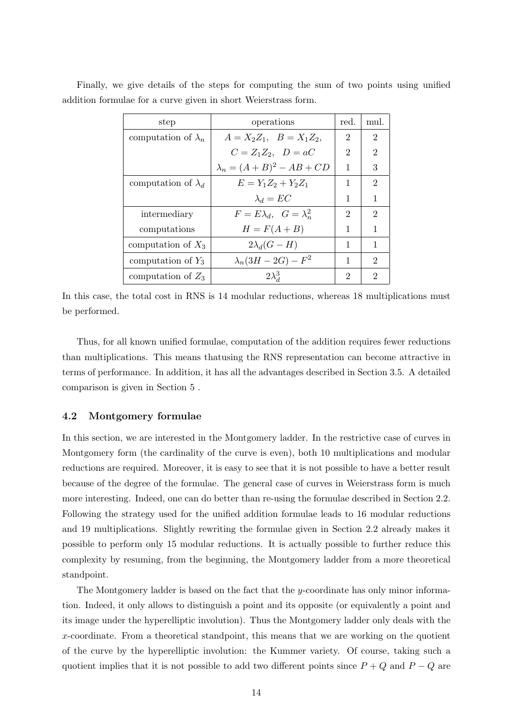Finally, we give details of the steps for computing the sum of two points using unified addition formulae for a curve given in short Weierstrass form.

| step | operations | red. | mul. |
|---|---|---|---|
| computation of $\lambda_n$ | $A = X_2Z_1, \quad B = X_1Z_2,$ | 2 | 2 |
| | $C = Z_1Z_2, \quad D = aC$ | 2 | 2 |
| | $\lambda_n = (A+B)^2 - AB + CD$ | 1 | 3 |
| computation of $\lambda_d$ | $E = Y_1Z_2 + Y_2Z_1$ | 1 | 2 |
| | $\lambda_d = EC$ | 1 | 1 |
| intermediary | $F = E\lambda_d, \quad G = \lambda_n^2$ | 2 | 2 |
| computations | $H = F(A+B)$ | 1 | 1 |
| computation of $X_3$ | $2\lambda_d(G-H)$ | 1 | 1 |
| computation of $Y_3$ | $\lambda_n(3H-2G) - F^2$ | 1 | 2 |
| computation of $Z_3$ | $2\lambda_d^3$ | 2 | 2 |

In this case, the total cost in RNS is 14 modular reductions, whereas 18 multiplications must be performed.

Thus, for all known unified formulae, computation of the addition requires fewer reductions than multiplications. This means thatusing the RNS representation can become attractive in terms of performance. In addition, it has all the advantages described in Section 3.5. A detailed comparison is given in Section 5 .

### 4.2 Montgomery formulae

In this section, we are interested in the Montgomery ladder. In the restrictive case of curves in Montgomery form (the cardinality of the curve is even), both 10 multiplications and modular reductions are required. Moreover, it is easy to see that it is not possible to have a better result because of the degree of the formulae. The general case of curves in Weierstrass form is much more interesting. Indeed, one can do better than re-using the formulae described in Section 2.2. Following the strategy used for the unified addition formulae leads to 16 modular reductions and 19 multiplications. Slightly rewriting the formulae given in Section 2.2 already makes it possible to perform only 15 modular reductions. It is actually possible to further reduce this complexity by resuming, from the beginning, the Montgomery ladder from a more theoretical standpoint.

The Montgomery ladder is based on the fact that the $y$-coordinate has only minor information. Indeed, it only allows to distinguish a point and its opposite (or equivalently a point and its image under the hyperelliptic involution). Thus the Montgomery ladder only deals with the $x$-coordinate. From a theoretical standpoint, this means that we are working on the quotient of the curve by the hyperelliptic involution: the Kummer variety. Of course, taking such a quotient implies that it is not possible to add two different points since $P + Q$ and $P - Q$ are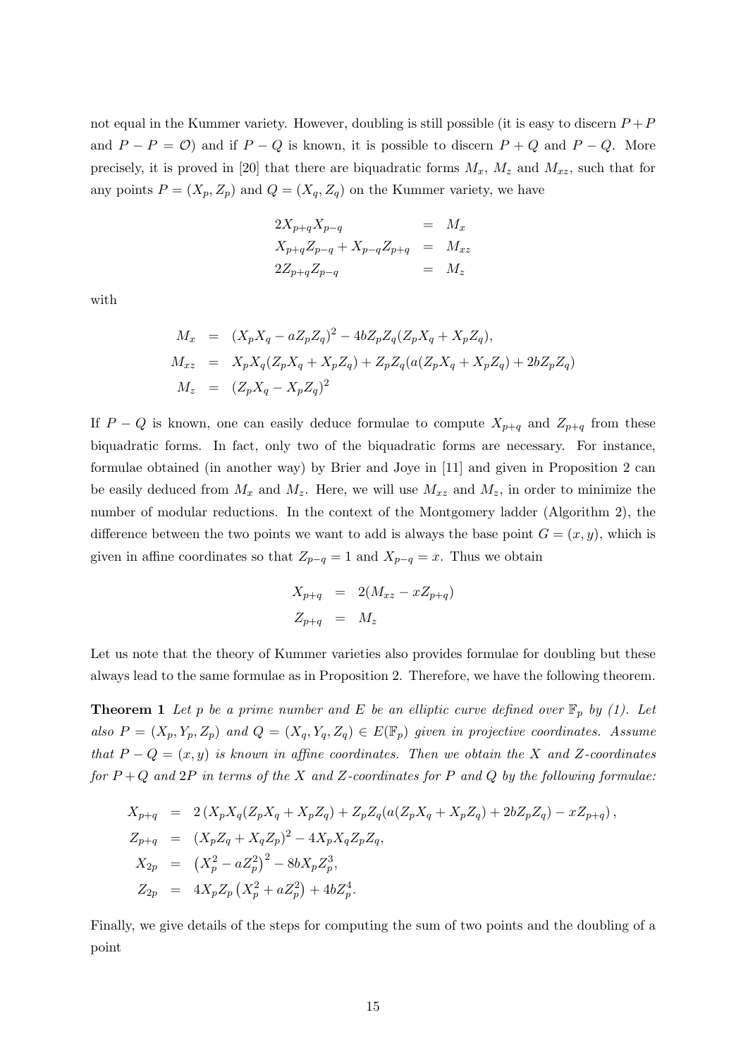not equal in the Kummer variety. However, doubling is still possible (it is easy to discern $P+P$ and $P-P=\mathcal{O}$) and if $P-Q$ is known, it is possible to discern $P+Q$ and $P-Q$. More precisely, it is proved in [20] that there are biquadratic forms $M_x$, $M_z$ and $M_{xz}$, such that for any points $P=(X_p,Z_p)$ and $Q=(X_q,Z_q)$ on the Kummer variety, we have

$$\begin{aligned}
2X_{p+q}X_{p-q} &= M_x \\
X_{p+q}Z_{p-q}+X_{p-q}Z_{p+q} &= M_{xz} \\
2Z_{p+q}Z_{p-q} &= M_z
\end{aligned}$$

with

$$\begin{aligned}
M_x &= (X_pX_q-aZ_pZ_q)^2-4bZ_pZ_q(Z_pX_q+X_pZ_q), \\
M_{xz} &= X_pX_q(Z_pX_q+X_pZ_q)+Z_pZ_q(a(Z_pX_q+X_pZ_q)+2bZ_pZ_q) \\
M_z &= (Z_pX_q-X_pZ_q)^2
\end{aligned}$$

If $P-Q$ is known, one can easily deduce formulae to compute $X_{p+q}$ and $Z_{p+q}$ from these biquadratic forms. In fact, only two of the biquadratic forms are necessary. For instance, formulae obtained (in another way) by Brier and Joye in [11] and given in Proposition 2 can be easily deduced from $M_x$ and $M_z$. Here, we will use $M_{xz}$ and $M_z$, in order to minimize the number of modular reductions. In the context of the Montgomery ladder (Algorithm 2), the difference between the two points we want to add is always the base point $G=(x,y)$, which is given in affine coordinates so that $Z_{p-q}=1$ and $X_{p-q}=x$. Thus we obtain

$$\begin{aligned}
X_{p+q} &= 2(M_{xz}-xZ_{p+q}) \\
Z_{p+q} &= M_z
\end{aligned}$$

Let us note that the theory of Kummer varieties also provides formulae for doubling but these always lead to the same formulae as in Proposition 2. Therefore, we have the following theorem.

**Theorem 1** *Let $p$ be a prime number and $E$ be an elliptic curve defined over $\mathbb{F}_p$ by (1). Let also $P=(X_p,Y_p,Z_p)$ and $Q=(X_q,Y_q,Z_q)\in E(\mathbb{F}_p)$ given in projective coordinates. Assume that $P-Q=(x,y)$ is known in affine coordinates. Then we obtain the $X$ and $Z$-coordinates for $P+Q$ and $2P$ in terms of the $X$ and $Z$-coordinates for $P$ and $Q$ by the following formulae:*

$$\begin{aligned}
X_{p+q} &= 2\left(X_pX_q(Z_pX_q+X_pZ_q)+Z_pZ_q(a(Z_pX_q+X_pZ_q)+2bZ_pZ_q)-xZ_{p+q}\right), \\
Z_{p+q} &= (X_pZ_q+X_qZ_p)^2-4X_pX_qZ_pZ_q, \\
X_{2p} &= \left(X_p^2-aZ_p^2\right)^2-8bX_pZ_p^3, \\
Z_{2p} &= 4X_pZ_p\left(X_p^2+aZ_p^2\right)+4bZ_p^4.
\end{aligned}$$

Finally, we give details of the steps for computing the sum of two points and the doubling of a point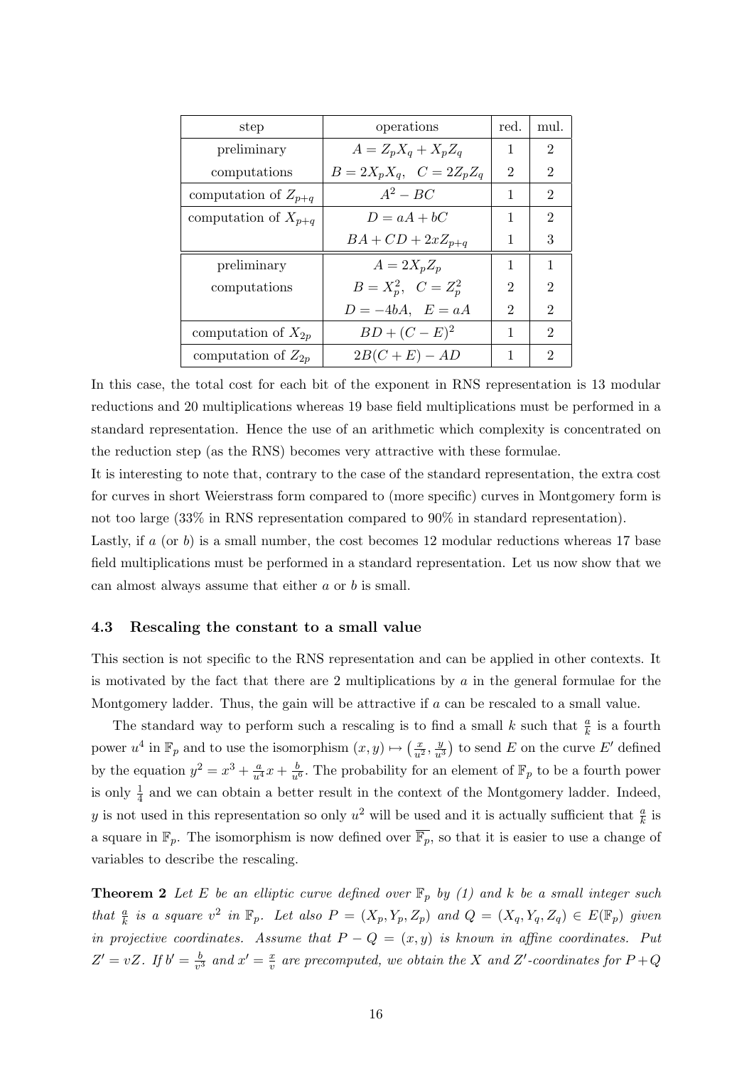| step | operations | red. | mul. |
|---|---|---|---|
| preliminary | $A = Z_pX_q + X_pZ_q$ | 1 | 2 |
| computations | $B = 2X_pX_q, \quad C = 2Z_pZ_q$ | 2 | 2 |
| computation of $Z_{p+q}$ | $A^2 - BC$ | 1 | 2 |
| computation of $X_{p+q}$ | $D = aA + bC$ | 1 | 2 |
| | $BA + CD + 2xZ_{p+q}$ | 1 | 3 |
| preliminary | $A = 2X_pZ_p$ | 1 | 1 |
| computations | $B = X_p^2, \quad C = Z_p^2$ | 2 | 2 |
| | $D = -4bA, \quad E = aA$ | 2 | 2 |
| computation of $X_{2p}$ | $BD + (C - E)^2$ | 1 | 2 |
| computation of $Z_{2p}$ | $2B(C + E) - AD$ | 1 | 2 |

In this case, the total cost for each bit of the exponent in RNS representation is 13 modular reductions and 20 multiplications whereas 19 base field multiplications must be performed in a standard representation. Hence the use of an arithmetic which complexity is concentrated on the reduction step (as the RNS) becomes very attractive with these formulae.

It is interesting to note that, contrary to the case of the standard representation, the extra cost for curves in short Weierstrass form compared to (more specific) curves in Montgomery form is not too large (33% in RNS representation compared to 90% in standard representation).

Lastly, if $a$ (or $b$) is a small number, the cost becomes 12 modular reductions whereas 17 base field multiplications must be performed in a standard representation. Let us now show that we can almost always assume that either $a$ or $b$ is small.

### 4.3 Rescaling the constant to a small value

This section is not specific to the RNS representation and can be applied in other contexts. It is motivated by the fact that there are 2 multiplications by $a$ in the general formulae for the Montgomery ladder. Thus, the gain will be attractive if $a$ can be rescaled to a small value.

The standard way to perform such a rescaling is to find a small $k$ such that $\frac{a}{k}$ is a fourth power $u^4$ in $\mathbb{F}_p$ and to use the isomorphism $(x, y) \mapsto \left(\frac{x}{u^2}, \frac{y}{u^3}\right)$ to send $E$ on the curve $E'$ defined by the equation $y^2 = x^3 + \frac{a}{u^4}x + \frac{b}{u^6}$. The probability for an element of $\mathbb{F}_p$ to be a fourth power is only $\frac{1}{4}$ and we can obtain a better result in the context of the Montgomery ladder. Indeed, $y$ is not used in this representation so only $u^2$ will be used and it is actually sufficient that $\frac{a}{k}$ is a square in $\mathbb{F}_p$. The isomorphism is now defined over $\overline{\mathbb{F}_p}$, so that it is easier to use a change of variables to describe the rescaling.

**Theorem 2** *Let $E$ be an elliptic curve defined over $\mathbb{F}_p$ by (1) and $k$ be a small integer such that $\frac{a}{k}$ is a square $v^2$ in $\mathbb{F}_p$. Let also $P = (X_p, Y_p, Z_p)$ and $Q = (X_q, Y_q, Z_q) \in E(\mathbb{F}_p)$ given in projective coordinates. Assume that $P - Q = (x, y)$ is known in affine coordinates. Put $Z' = vZ$. If $b' = \frac{b}{v^3}$ and $x' = \frac{x}{v}$ are precomputed, we obtain the $X$ and $Z'$-coordinates for $P+Q$*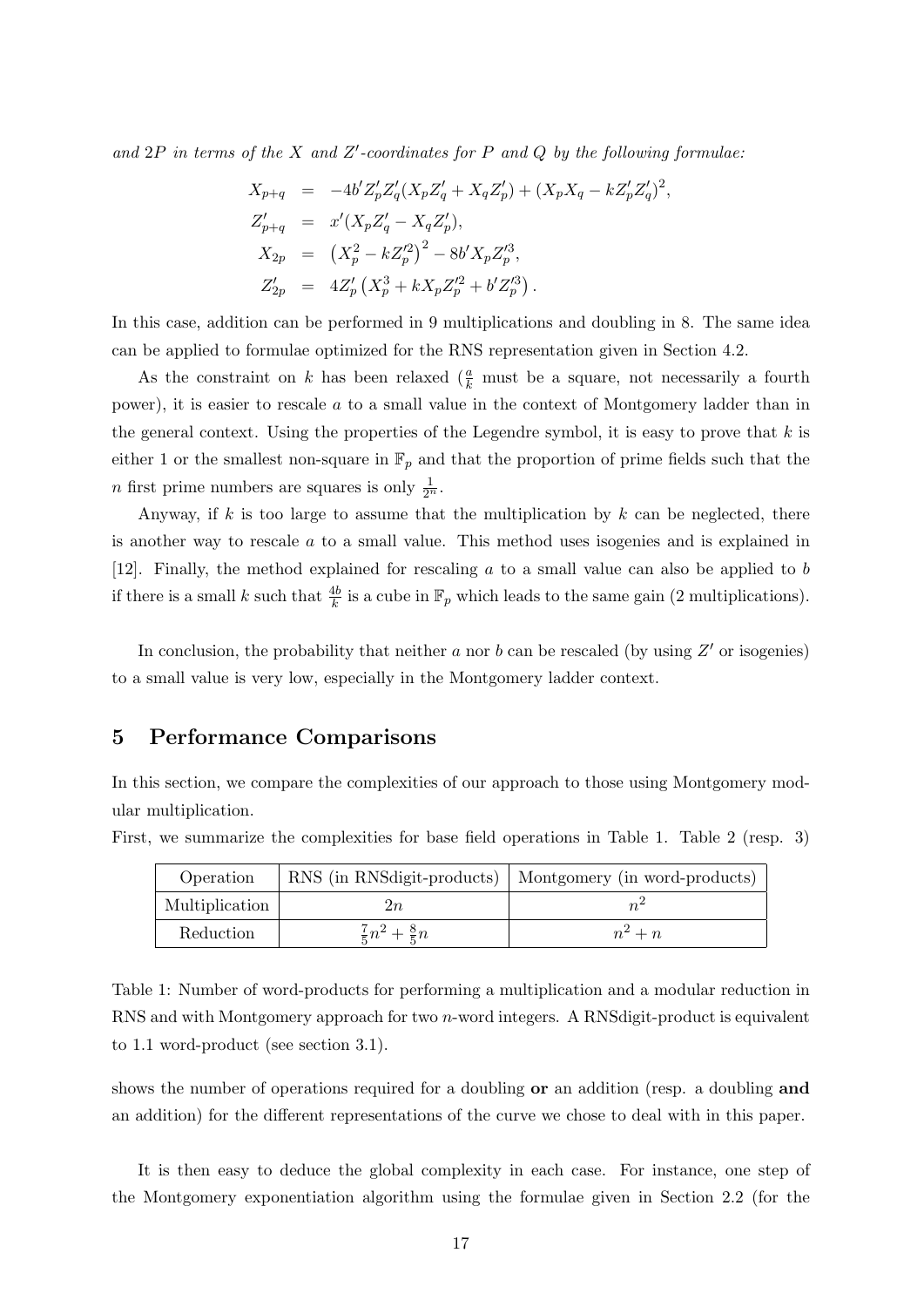*and $2P$ in terms of the $X$ and $Z'$-coordinates for $P$ and $Q$ by the following formulae:*

$$
\begin{aligned}
X_{p+q} &= -4b'Z'_pZ'_q(X_pZ'_q + X_qZ'_p) + (X_pX_q - kZ'_pZ'_q)^2, \\
Z'_{p+q} &= x'(X_pZ'_q - X_qZ'_p), \\
X_{2p} &= \left(X_p^2 - kZ'^2_p\right)^2 - 8b'X_pZ'^3_p, \\
Z'_{2p} &= 4Z'_p\left(X_p^3 + kX_pZ'^2_p + b'Z'^3_p\right).
\end{aligned}
$$

In this case, addition can be performed in 9 multiplications and doubling in 8. The same idea can be applied to formulae optimized for the RNS representation given in Section 4.2.

As the constraint on $k$ has been relaxed ($\frac{a}{k}$ must be a square, not necessarily a fourth power), it is easier to rescale $a$ to a small value in the context of Montgomery ladder than in the general context. Using the properties of the Legendre symbol, it is easy to prove that $k$ is either 1 or the smallest non-square in $\mathbb{F}_p$ and that the proportion of prime fields such that the $n$ first prime numbers are squares is only $\frac{1}{2^n}$.

Anyway, if $k$ is too large to assume that the multiplication by $k$ can be neglected, there is another way to rescale $a$ to a small value. This method uses isogenies and is explained in [12]. Finally, the method explained for rescaling $a$ to a small value can also be applied to $b$ if there is a small $k$ such that $\frac{4b}{k}$ is a cube in $\mathbb{F}_p$ which leads to the same gain (2 multiplications).

In conclusion, the probability that neither $a$ nor $b$ can be rescaled (by using $Z'$ or isogenies) to a small value is very low, especially in the Montgomery ladder context.

## 5 Performance Comparisons

In this section, we compare the complexities of our approach to those using Montgomery modular multiplication.

First, we summarize the complexities for base field operations in Table 1. Table 2 (resp. 3) shows the number of operations required for a doubling **or** an addition (resp. a doubling **and** an addition) for the different representations of the curve we chose to deal with in this paper.

| Operation | RNS (in RNSdigit-products) | Montgomery (in word-products) |
|---|---|---|
| Multiplication | $2n$ | $n^2$ |
| Reduction | $\frac{7}{5}n^2 + \frac{8}{5}n$ | $n^2 + n$ |

Table 1: Number of word-products for performing a multiplication and a modular reduction in RNS and with Montgomery approach for two $n$-word integers. A RNSdigit-product is equivalent to 1.1 word-product (see section 3.1).

It is then easy to deduce the global complexity in each case. For instance, one step of the Montgomery exponentiation algorithm using the formulae given in Section 2.2 (for the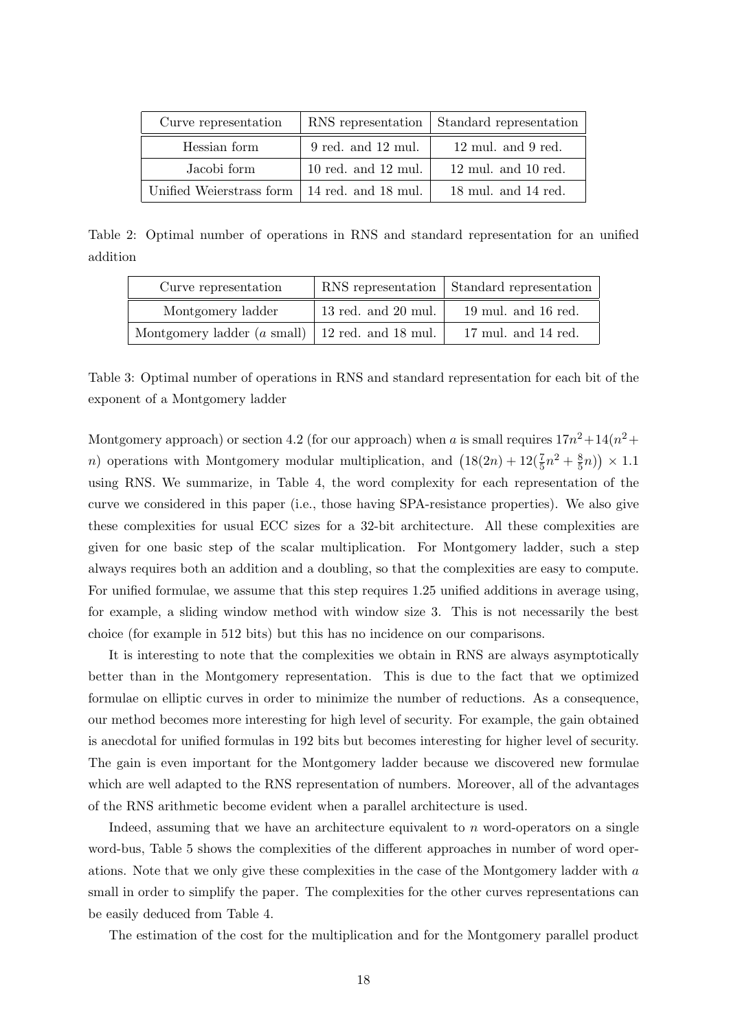| Curve representation | RNS representation | Standard representation |
|---|---|---|
| Hessian form | 9 red. and 12 mul. | 12 mul. and 9 red. |
| Jacobi form | 10 red. and 12 mul. | 12 mul. and 10 red. |
| Unified Weierstrass form | 14 red. and 18 mul. | 18 mul. and 14 red. |

Table 2: Optimal number of operations in RNS and standard representation for an unified addition

| Curve representation | RNS representation | Standard representation |
|---|---|---|
| Montgomery ladder | 13 red. and 20 mul. | 19 mul. and 16 red. |
| Montgomery ladder ($a$ small) | 12 red. and 18 mul. | 17 mul. and 14 red. |

Table 3: Optimal number of operations in RNS and standard representation for each bit of the exponent of a Montgomery ladder

Montgomery approach) or section 4.2 (for our approach) when $a$ is small requires $17n^2 + 14(n^2 + n)$ operations with Montgomery modular multiplication, and $\left(18(2n) + 12(\frac{7}{5}n^2 + \frac{8}{5}n)\right) \times 1.1$ using RNS. We summarize, in Table 4, the word complexity for each representation of the curve we considered in this paper (i.e., those having SPA-resistance properties). We also give these complexities for usual ECC sizes for a 32-bit architecture. All these complexities are given for one basic step of the scalar multiplication. For Montgomery ladder, such a step always requires both an addition and a doubling, so that the complexities are easy to compute. For unified formulae, we assume that this step requires 1.25 unified additions in average using, for example, a sliding window method with window size 3. This is not necessarily the best choice (for example in 512 bits) but this has no incidence on our comparisons.

It is interesting to note that the complexities we obtain in RNS are always asymptotically better than in the Montgomery representation. This is due to the fact that we optimized formulae on elliptic curves in order to minimize the number of reductions. As a consequence, our method becomes more interesting for high level of security. For example, the gain obtained is anecdotal for unified formulas in 192 bits but becomes interesting for higher level of security. The gain is even important for the Montgomery ladder because we discovered new formulae which are well adapted to the RNS representation of numbers. Moreover, all of the advantages of the RNS arithmetic become evident when a parallel architecture is used.

Indeed, assuming that we have an architecture equivalent to $n$ word-operators on a single word-bus, Table 5 shows the complexities of the different approaches in number of word operations. Note that we only give these complexities in the case of the Montgomery ladder with $a$ small in order to simplify the paper. The complexities for the other curves representations can be easily deduced from Table 4.

The estimation of the cost for the multiplication and for the Montgomery parallel product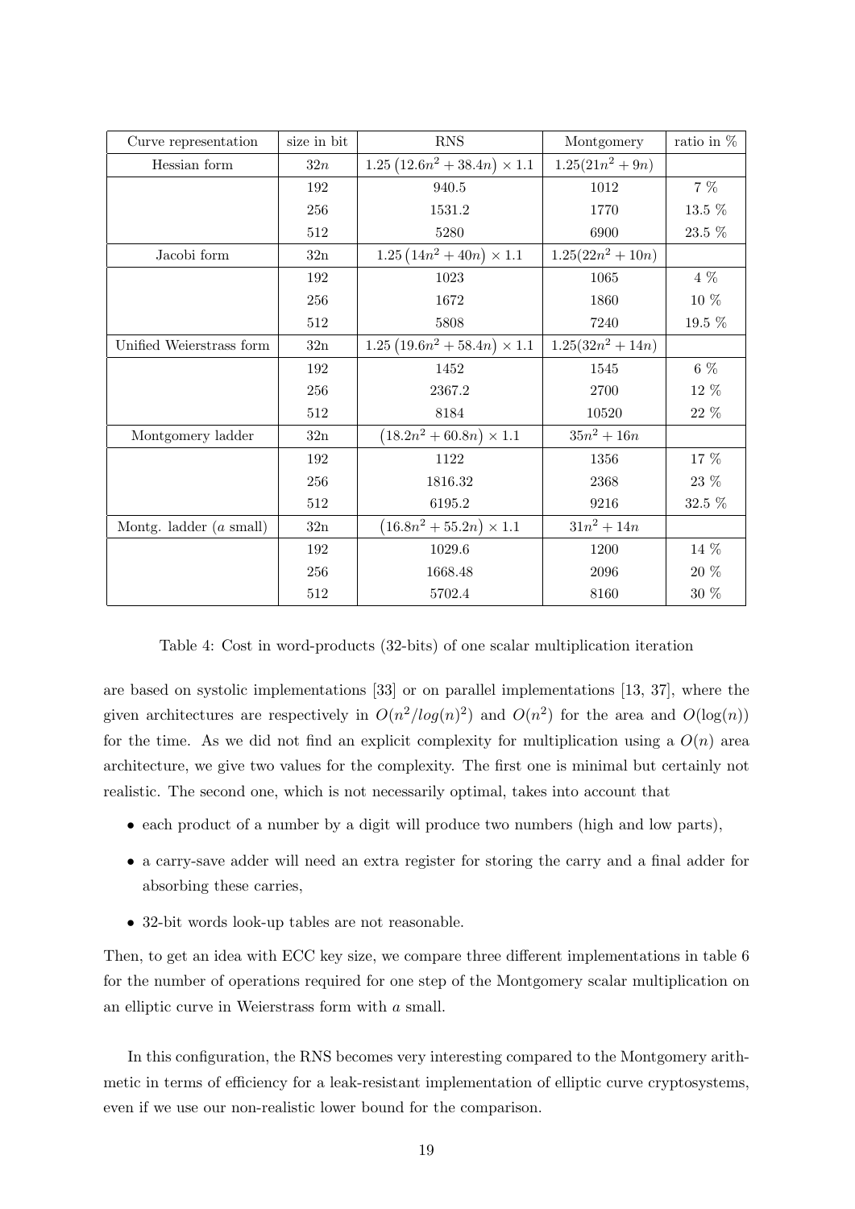| Curve representation | size in bit | RNS | Montgomery | ratio in % |
|---|---|---|---|---|
| Hessian form | $32n$ | $1.25\left(12.6n^2+38.4n\right)\times 1.1$ | $1.25(21n^2+9n)$ | |
| | 192 | 940.5 | 1012 | 7 % |
| | 256 | 1531.2 | 1770 | 13.5 % |
| | 512 | 5280 | 6900 | 23.5 % |
| Jacobi form | 32n | $1.25\left(14n^2+40n\right)\times 1.1$ | $1.25(22n^2+10n)$ | |
| | 192 | 1023 | 1065 | 4 % |
| | 256 | 1672 | 1860 | 10 % |
| | 512 | 5808 | 7240 | 19.5 % |
| Unified Weierstrass form | 32n | $1.25\left(19.6n^2+58.4n\right)\times 1.1$ | $1.25(32n^2+14n)$ | |
| | 192 | 1452 | 1545 | 6 % |
| | 256 | 2367.2 | 2700 | 12 % |
| | 512 | 8184 | 10520 | 22 % |
| Montgomery ladder | 32n | $\left(18.2n^2+60.8n\right)\times 1.1$ | $35n^2+16n$ | |
| | 192 | 1122 | 1356 | 17 % |
| | 256 | 1816.32 | 2368 | 23 % |
| | 512 | 6195.2 | 9216 | 32.5 % |
| Montg. ladder ($a$ small) | 32n | $\left(16.8n^2+55.2n\right)\times 1.1$ | $31n^2+14n$ | |
| | 192 | 1029.6 | 1200 | 14 % |
| | 256 | 1668.48 | 2096 | 20 % |
| | 512 | 5702.4 | 8160 | 30 % |

Table 4: Cost in word-products (32-bits) of one scalar multiplication iteration

are based on systolic implementations [33] or on parallel implementations [13, 37], where the given architectures are respectively in $O(n^2/log(n)^2)$ and $O(n^2)$ for the area and $O(\log(n))$ for the time. As we did not find an explicit complexity for multiplication using a $O(n)$ area architecture, we give two values for the complexity. The first one is minimal but certainly not realistic. The second one, which is not necessarily optimal, takes into account that

- each product of a number by a digit will produce two numbers (high and low parts),
- a carry-save adder will need an extra register for storing the carry and a final adder for absorbing these carries,
- 32-bit words look-up tables are not reasonable.

Then, to get an idea with ECC key size, we compare three different implementations in table 6 for the number of operations required for one step of the Montgomery scalar multiplication on an elliptic curve in Weierstrass form with $a$ small.

In this configuration, the RNS becomes very interesting compared to the Montgomery arithmetic in terms of efficiency for a leak-resistant implementation of elliptic curve cryptosystems, even if we use our non-realistic lower bound for the comparison.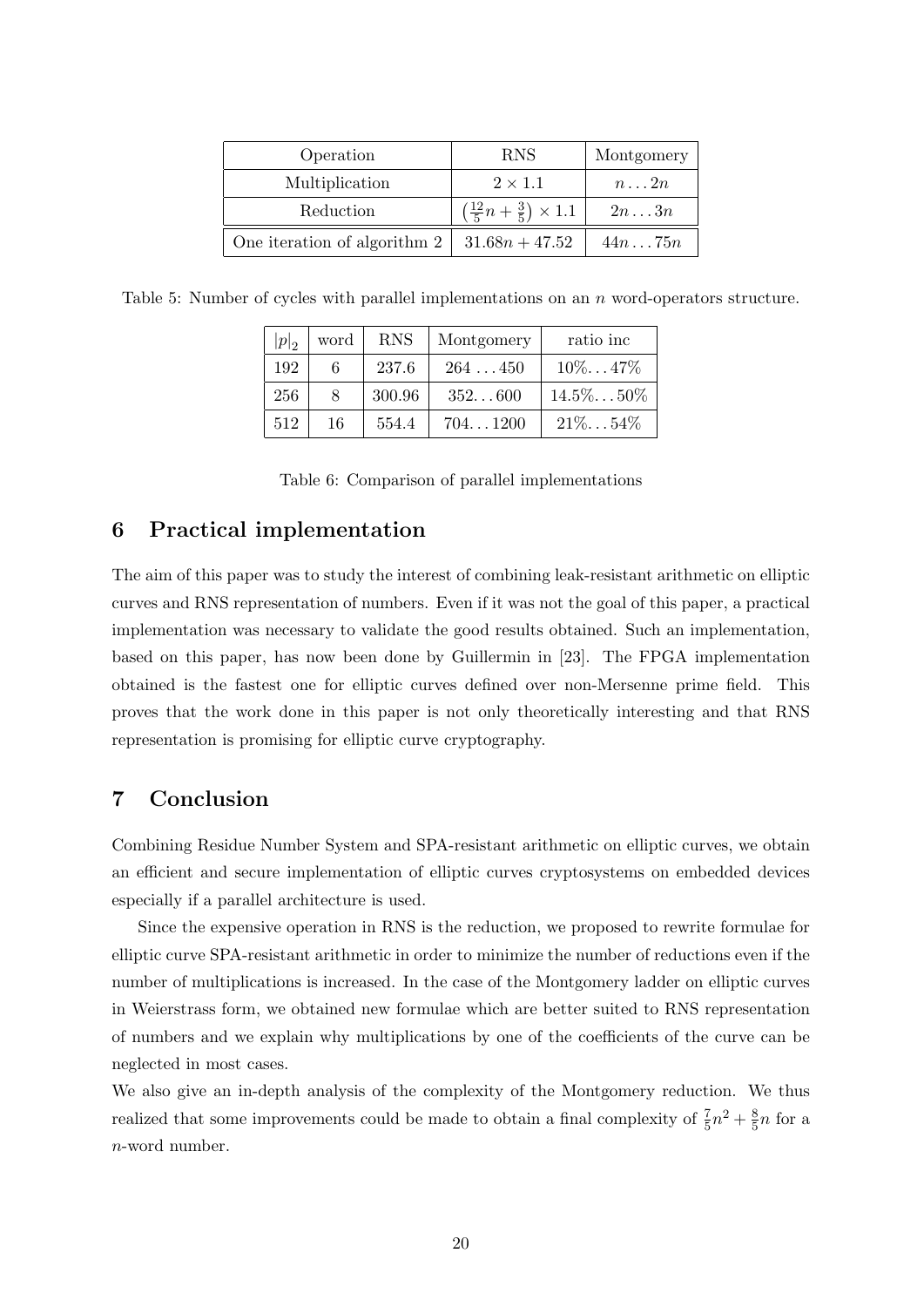| Operation | RNS | Montgomery |
| --- | --- | --- |
| Multiplication | $2 \times 1.1$ | $n \ldots 2n$ |
| Reduction | $\left(\frac{12}{5}n + \frac{3}{5}\right) \times 1.1$ | $2n \ldots 3n$ |
| One iteration of algorithm 2 | $31.68n + 47.52$ | $44n \ldots 75n$ |

Table 5: Number of cycles with parallel implementations on an $n$ word-operators structure.

| $\lvert p \rvert_2$ | word | RNS | Montgomery | ratio inc |
| --- | --- | --- | --- | --- |
| 192 | 6 | 237.6 | $264 \ldots 450$ | $10\% \ldots 47\%$ |
| 256 | 8 | 300.96 | $352 \ldots 600$ | $14.5\% \ldots 50\%$ |
| 512 | 16 | 554.4 | $704 \ldots 1200$ | $21\% \ldots 54\%$ |

Table 6: Comparison of parallel implementations

## 6 Practical implementation

The aim of this paper was to study the interest of combining leak-resistant arithmetic on elliptic curves and RNS representation of numbers. Even if it was not the goal of this paper, a practical implementation was necessary to validate the good results obtained. Such an implementation, based on this paper, has now been done by Guillermin in [23]. The FPGA implementation obtained is the fastest one for elliptic curves defined over non-Mersenne prime field. This proves that the work done in this paper is not only theoretically interesting and that RNS representation is promising for elliptic curve cryptography.

## 7 Conclusion

Combining Residue Number System and SPA-resistant arithmetic on elliptic curves, we obtain an efficient and secure implementation of elliptic curves cryptosystems on embedded devices especially if a parallel architecture is used.

Since the expensive operation in RNS is the reduction, we proposed to rewrite formulae for elliptic curve SPA-resistant arithmetic in order to minimize the number of reductions even if the number of multiplications is increased. In the case of the Montgomery ladder on elliptic curves in Weierstrass form, we obtained new formulae which are better suited to RNS representation of numbers and we explain why multiplications by one of the coefficients of the curve can be neglected in most cases.

We also give an in-depth analysis of the complexity of the Montgomery reduction. We thus realized that some improvements could be made to obtain a final complexity of $\frac{7}{5}n^2 + \frac{8}{5}n$ for a $n$-word number.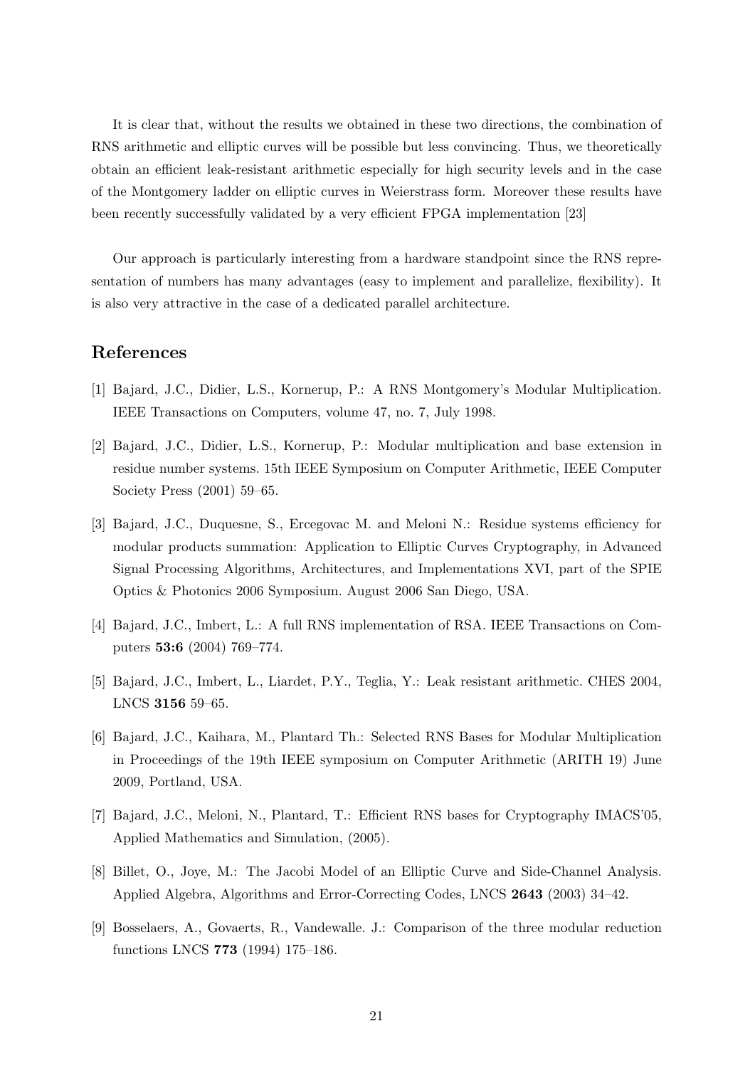It is clear that, without the results we obtained in these two directions, the combination of RNS arithmetic and elliptic curves will be possible but less convincing. Thus, we theoretically obtain an efficient leak-resistant arithmetic especially for high security levels and in the case of the Montgomery ladder on elliptic curves in Weierstrass form. Moreover these results have been recently successfully validated by a very efficient FPGA implementation [23]

Our approach is particularly interesting from a hardware standpoint since the RNS representation of numbers has many advantages (easy to implement and parallelize, flexibility). It is also very attractive in the case of a dedicated parallel architecture.

## References

[1] Bajard, J.C., Didier, L.S., Kornerup, P.: A RNS Montgomery's Modular Multiplication. IEEE Transactions on Computers, volume 47, no. 7, July 1998.

[2] Bajard, J.C., Didier, L.S., Kornerup, P.: Modular multiplication and base extension in residue number systems. 15th IEEE Symposium on Computer Arithmetic, IEEE Computer Society Press (2001) 59–65.

[3] Bajard, J.C., Duquesne, S., Ercegovac M. and Meloni N.: Residue systems efficiency for modular products summation: Application to Elliptic Curves Cryptography, in Advanced Signal Processing Algorithms, Architectures, and Implementations XVI, part of the SPIE Optics & Photonics 2006 Symposium. August 2006 San Diego, USA.

[4] Bajard, J.C., Imbert, L.: A full RNS implementation of RSA. IEEE Transactions on Computers **53:6** (2004) 769–774.

[5] Bajard, J.C., Imbert, L., Liardet, P.Y., Teglia, Y.: Leak resistant arithmetic. CHES 2004, LNCS **3156** 59–65.

[6] Bajard, J.C., Kaihara, M., Plantard Th.: Selected RNS Bases for Modular Multiplication in Proceedings of the 19th IEEE symposium on Computer Arithmetic (ARITH 19) June 2009, Portland, USA.

[7] Bajard, J.C., Meloni, N., Plantard, T.: Efficient RNS bases for Cryptography IMACS'05, Applied Mathematics and Simulation, (2005).

[8] Billet, O., Joye, M.: The Jacobi Model of an Elliptic Curve and Side-Channel Analysis. Applied Algebra, Algorithms and Error-Correcting Codes, LNCS **2643** (2003) 34–42.

[9] Bosselaers, A., Govaerts, R., Vandewalle. J.: Comparison of the three modular reduction functions LNCS **773** (1994) 175–186.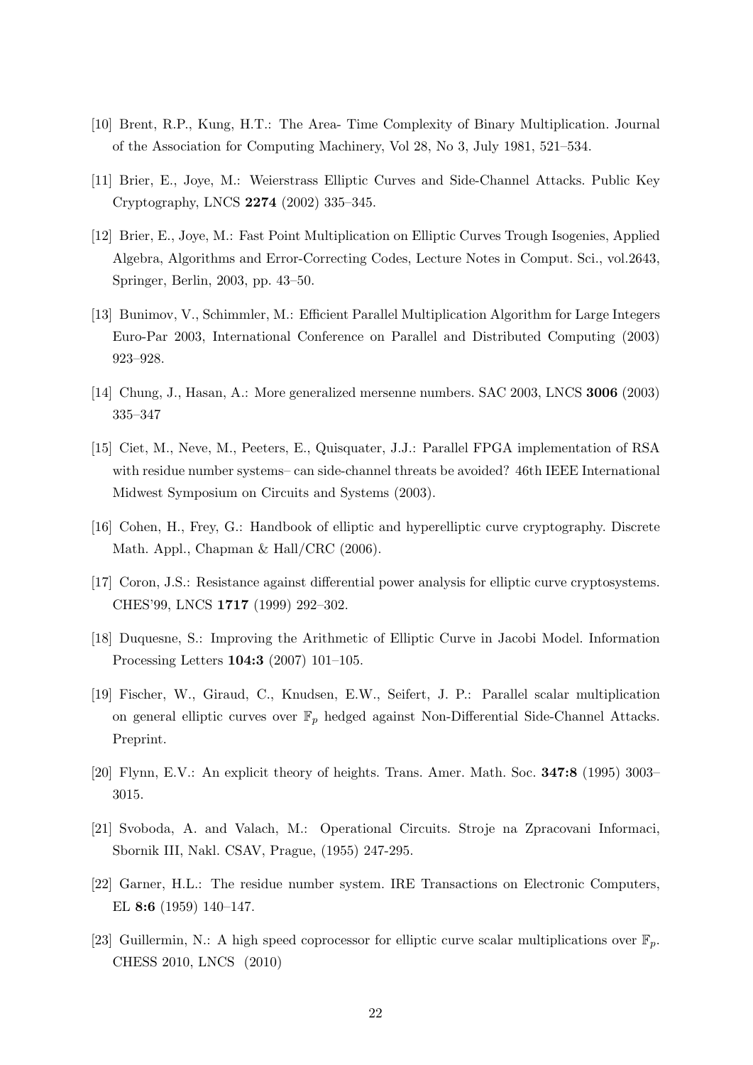[10] Brent, R.P., Kung, H.T.: The Area- Time Complexity of Binary Multiplication. Journal of the Association for Computing Machinery, Vol 28, No 3, July 1981, 521–534.

[11] Brier, E., Joye, M.: Weierstrass Elliptic Curves and Side-Channel Attacks. Public Key Cryptography, LNCS **2274** (2002) 335–345.

[12] Brier, E., Joye, M.: Fast Point Multiplication on Elliptic Curves Trough Isogenies, Applied Algebra, Algorithms and Error-Correcting Codes, Lecture Notes in Comput. Sci., vol.2643, Springer, Berlin, 2003, pp. 43–50.

[13] Bunimov, V., Schimmler, M.: Efficient Parallel Multiplication Algorithm for Large Integers Euro-Par 2003, International Conference on Parallel and Distributed Computing (2003) 923–928.

[14] Chung, J., Hasan, A.: More generalized mersenne numbers. SAC 2003, LNCS **3006** (2003) 335–347

[15] Ciet, M., Neve, M., Peeters, E., Quisquater, J.J.: Parallel FPGA implementation of RSA with residue number systems– can side-channel threats be avoided? 46th IEEE International Midwest Symposium on Circuits and Systems (2003).

[16] Cohen, H., Frey, G.: Handbook of elliptic and hyperelliptic curve cryptography. Discrete Math. Appl., Chapman & Hall/CRC (2006).

[17] Coron, J.S.: Resistance against differential power analysis for elliptic curve cryptosystems. CHES'99, LNCS **1717** (1999) 292–302.

[18] Duquesne, S.: Improving the Arithmetic of Elliptic Curve in Jacobi Model. Information Processing Letters **104:3** (2007) 101–105.

[19] Fischer, W., Giraud, C., Knudsen, E.W., Seifert, J. P.: Parallel scalar multiplication on general elliptic curves over $\mathbb{F}_p$ hedged against Non-Differential Side-Channel Attacks. Preprint.

[20] Flynn, E.V.: An explicit theory of heights. Trans. Amer. Math. Soc. **347:8** (1995) 3003–3015.

[21] Svoboda, A. and Valach, M.: Operational Circuits. Stroje na Zpracovani Informaci, Sbornik III, Nakl. CSAV, Prague, (1955) 247-295.

[22] Garner, H.L.: The residue number system. IRE Transactions on Electronic Computers, EL **8:6** (1959) 140–147.

[23] Guillermin, N.: A high speed coprocessor for elliptic curve scalar multiplications over $\mathbb{F}_p$. CHESS 2010, LNCS (2010)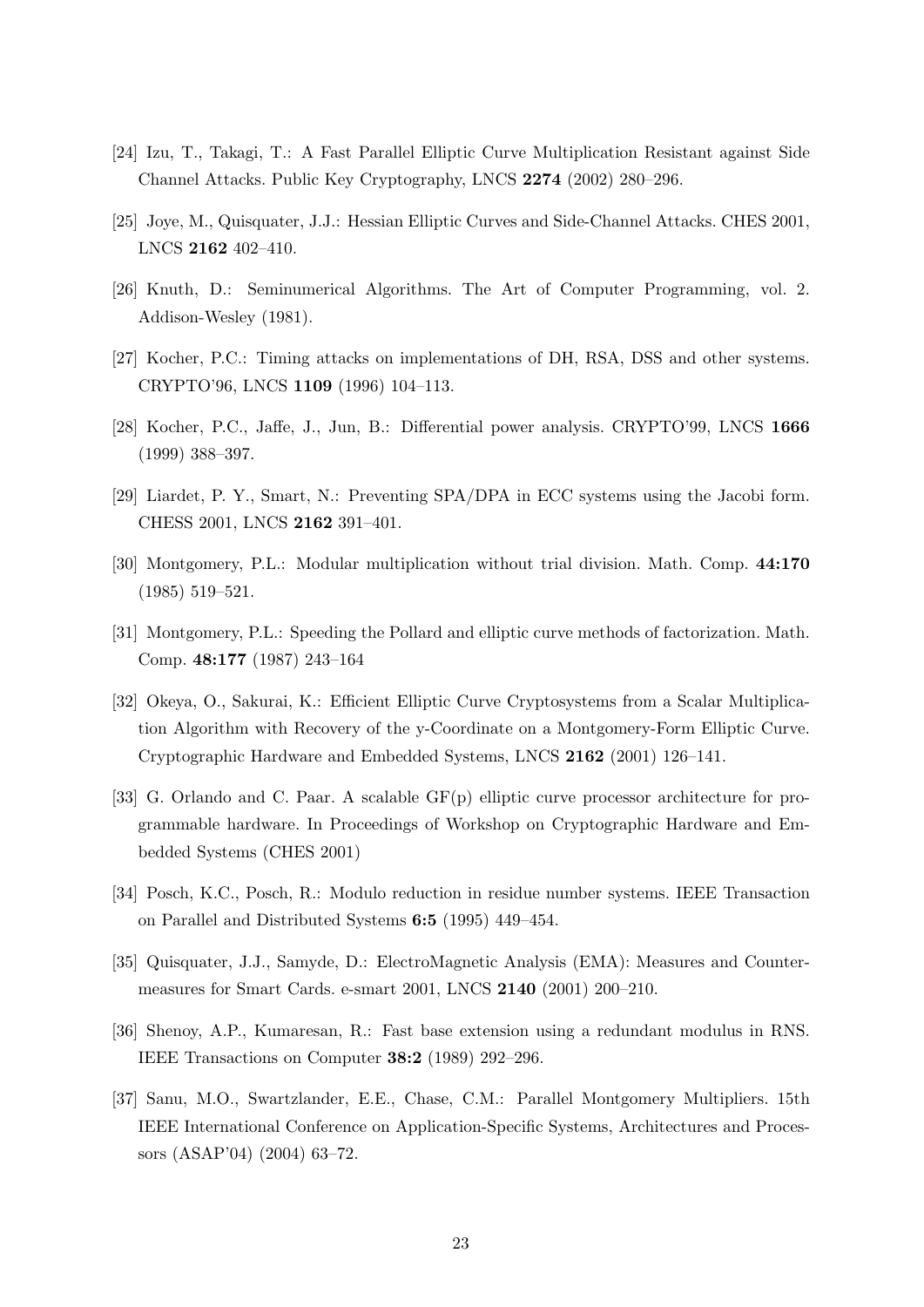[24] Izu, T., Takagi, T.: A Fast Parallel Elliptic Curve Multiplication Resistant against Side Channel Attacks. Public Key Cryptography, LNCS **2274** (2002) 280–296.

[25] Joye, M., Quisquater, J.J.: Hessian Elliptic Curves and Side-Channel Attacks. CHES 2001, LNCS **2162** 402–410.

[26] Knuth, D.: Seminumerical Algorithms. The Art of Computer Programming, vol. 2. Addison-Wesley (1981).

[27] Kocher, P.C.: Timing attacks on implementations of DH, RSA, DSS and other systems. CRYPTO'96, LNCS **1109** (1996) 104–113.

[28] Kocher, P.C., Jaffe, J., Jun, B.: Differential power analysis. CRYPTO'99, LNCS **1666** (1999) 388–397.

[29] Liardet, P. Y., Smart, N.: Preventing SPA/DPA in ECC systems using the Jacobi form. CHESS 2001, LNCS **2162** 391–401.

[30] Montgomery, P.L.: Modular multiplication without trial division. Math. Comp. **44:170** (1985) 519–521.

[31] Montgomery, P.L.: Speeding the Pollard and elliptic curve methods of factorization. Math. Comp. **48:177** (1987) 243–164

[32] Okeya, O., Sakurai, K.: Efficient Elliptic Curve Cryptosystems from a Scalar Multiplication Algorithm with Recovery of the y-Coordinate on a Montgomery-Form Elliptic Curve. Cryptographic Hardware and Embedded Systems, LNCS **2162** (2001) 126–141.

[33] G. Orlando and C. Paar. A scalable GF(p) elliptic curve processor architecture for programmable hardware. In Proceedings of Workshop on Cryptographic Hardware and Embedded Systems (CHES 2001)

[34] Posch, K.C., Posch, R.: Modulo reduction in residue number systems. IEEE Transaction on Parallel and Distributed Systems **6:5** (1995) 449–454.

[35] Quisquater, J.J., Samyde, D.: ElectroMagnetic Analysis (EMA): Measures and Countermeasures for Smart Cards. e-smart 2001, LNCS **2140** (2001) 200–210.

[36] Shenoy, A.P., Kumaresan, R.: Fast base extension using a redundant modulus in RNS. IEEE Transactions on Computer **38:2** (1989) 292–296.

[37] Sanu, M.O., Swartzlander, E.E., Chase, C.M.: Parallel Montgomery Multipliers. 15th IEEE International Conference on Application-Specific Systems, Architectures and Processors (ASAP'04) (2004) 63–72.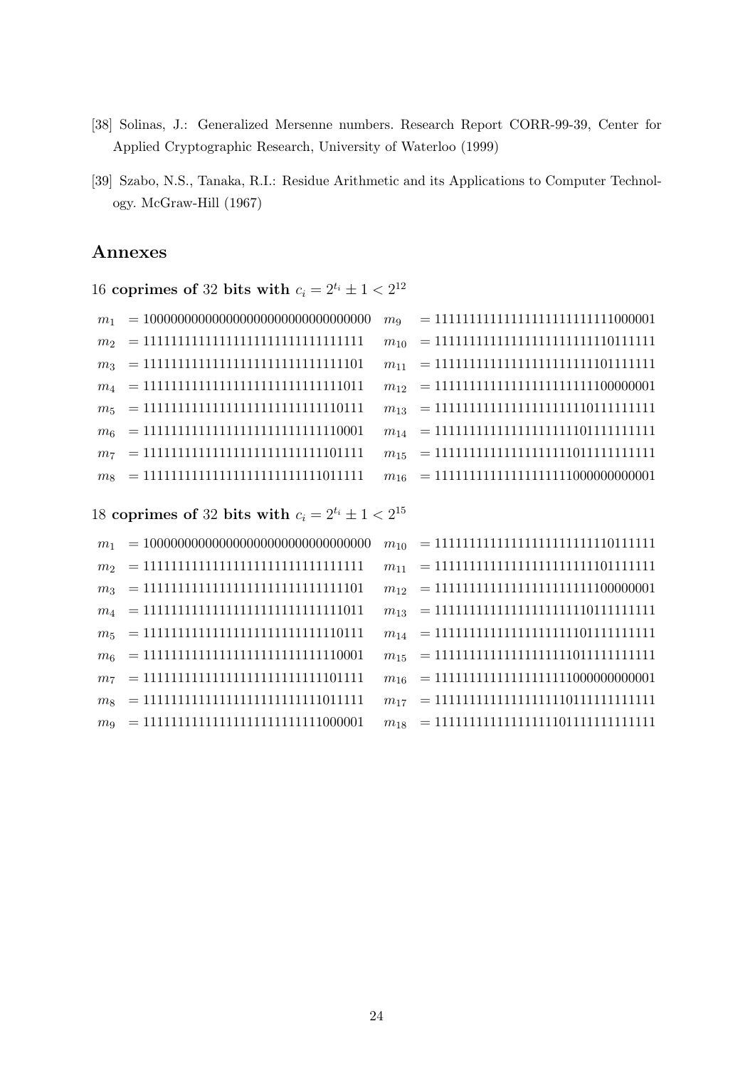[38] Solinas, J.: Generalized Mersenne numbers. Research Report CORR-99-39, Center for Applied Cryptographic Research, University of Waterloo (1999)

[39] Szabo, N.S., Tanaka, R.I.: Residue Arithmetic and its Applications to Computer Technology. McGraw-Hill (1967)

## Annexes

### 16 coprimes of 32 bits with $c_i = 2^{t_i} \pm 1 < 2^{12}$

| | | | |
|---|---|---|---|
| $m_1$ | $= 100000000000000000000000000000000$ | $m_9$ | $= 11111111111111111111111111000001$ |
| $m_2$ | $= 11111111111111111111111111111111$ | $m_{10}$ | $= 11111111111111111111111110111111$ |
| $m_3$ | $= 11111111111111111111111111111101$ | $m_{11}$ | $= 11111111111111111111111101111111$ |
| $m_4$ | $= 11111111111111111111111111111011$ | $m_{12}$ | $= 11111111111111111111111100000001$ |
| $m_5$ | $= 11111111111111111111111111110111$ | $m_{13}$ | $= 11111111111111111111111011111111$ |
| $m_6$ | $= 11111111111111111111111111110001$ | $m_{14}$ | $= 11111111111111111111110111111111$ |
| $m_7$ | $= 11111111111111111111111111101111$ | $m_{15}$ | $= 11111111111111111111101111111111$ |
| $m_8$ | $= 11111111111111111111111111011111$ | $m_{16}$ | $= 11111111111111111111000000000001$ |

### 18 coprimes of 32 bits with $c_i = 2^{t_i} \pm 1 < 2^{15}$

| | | | |
|---|---|---|---|
| $m_1$ | $= 100000000000000000000000000000000$ | $m_{10}$ | $= 11111111111111111111111110111111$ |
| $m_2$ | $= 11111111111111111111111111111111$ | $m_{11}$ | $= 11111111111111111111111101111111$ |
| $m_3$ | $= 11111111111111111111111111111101$ | $m_{12}$ | $= 11111111111111111111111100000001$ |
| $m_4$ | $= 11111111111111111111111111111011$ | $m_{13}$ | $= 11111111111111111111111011111111$ |
| $m_5$ | $= 11111111111111111111111111110111$ | $m_{14}$ | $= 11111111111111111111110111111111$ |
| $m_6$ | $= 11111111111111111111111111110001$ | $m_{15}$ | $= 11111111111111111111101111111111$ |
| $m_7$ | $= 11111111111111111111111111101111$ | $m_{16}$ | $= 11111111111111111111000000000001$ |
| $m_8$ | $= 11111111111111111111111111011111$ | $m_{17}$ | $= 11111111111111111111011111111111$ |
| $m_9$ | $= 11111111111111111111111111000001$ | $m_{18}$ | $= 11111111111111111110111111111111$ |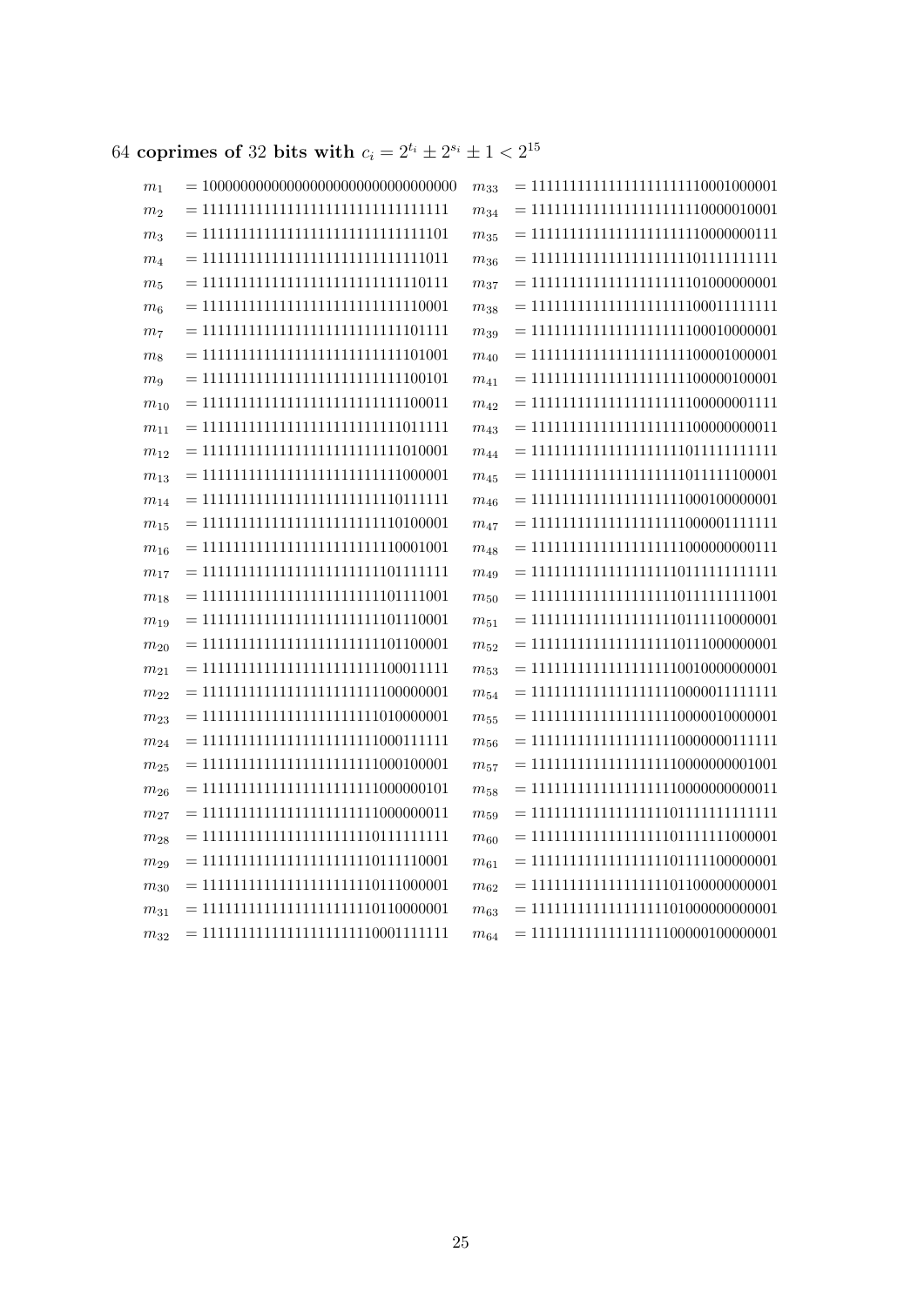## 64 coprimes of 32 bits with $c_i = 2^{t_i} \pm 2^{s_i} \pm 1 < 2^{15}$

$m_1 = 10000000000000000000000000000000$

$m_2 = 11111111111111111111111111111111$

$m_3 = 11111111111111111111111111111101$

$m_4 = 11111111111111111111111111111011$

$m_5 = 11111111111111111111111111110111$

$m_6 = 11111111111111111111111111110001$

$m_7 = 11111111111111111111111111101111$

$m_8 = 11111111111111111111111111101001$

$m_9 = 11111111111111111111111111100101$

$m_{10} = 11111111111111111111111111100011$

$m_{11} = 11111111111111111111111111011111$

$m_{12} = 11111111111111111111111111010001$

$m_{13} = 11111111111111111111111111000001$

$m_{14} = 11111111111111111111111110111111$

$m_{15} = 11111111111111111111111110100001$

$m_{16} = 11111111111111111111111110001001$

$m_{17} = 11111111111111111111111101111111$

$m_{18} = 11111111111111111111111101111001$

$m_{19} = 11111111111111111111111101110001$

$m_{20} = 11111111111111111111111101100001$

$m_{21} = 11111111111111111111111100011111$

$m_{22} = 11111111111111111111111100000001$

$m_{23} = 11111111111111111111111010000001$

$m_{24} = 11111111111111111111111000111111$

$m_{25} = 11111111111111111111111000100001$

$m_{26} = 11111111111111111111111000000101$

$m_{27} = 11111111111111111111111000000011$

$m_{28} = 11111111111111111111110111111111$

$m_{29} = 11111111111111111111110111110001$

$m_{30} = 11111111111111111111110111000001$

$m_{31} = 11111111111111111111110110000001$

$m_{32} = 11111111111111111111110001111111$

$m_{33} = 11111111111111111111110001000001$

$m_{34} = 11111111111111111111110000010001$

$m_{35} = 11111111111111111111110000000111$

$m_{36} = 11111111111111111111101111111111$

$m_{37} = 11111111111111111111101000000001$

$m_{38} = 11111111111111111111100011111111$

$m_{39} = 11111111111111111111100010000001$

$m_{40} = 11111111111111111111100001000001$

$m_{41} = 11111111111111111111100000100001$

$m_{42} = 11111111111111111111100000001111$

$m_{43} = 11111111111111111111100000000011$

$m_{44} = 11111111111111111111011111111111$

$m_{45} = 11111111111111111111011111100001$

$m_{46} = 11111111111111111111000100000001$

$m_{47} = 11111111111111111111000001111111$

$m_{48} = 11111111111111111111000000000111$

$m_{49} = 11111111111111111110111111111111$

$m_{50} = 11111111111111111110111111111001$

$m_{51} = 11111111111111111110111110000001$

$m_{52} = 11111111111111111110111000000001$

$m_{53} = 11111111111111111110010000000001$

$m_{54} = 11111111111111111110000011111111$

$m_{55} = 11111111111111111110000010000001$

$m_{56} = 11111111111111111110000000111111$

$m_{57} = 11111111111111111110000000001001$

$m_{58} = 11111111111111111110000000000011$

$m_{59} = 11111111111111111101111111111111$

$m_{60} = 11111111111111111101111111000001$

$m_{61} = 11111111111111111101111100000001$

$m_{62} = 11111111111111111101100000000001$

$m_{63} = 11111111111111111101000000000001$

$m_{64} = 11111111111111111100000100000001$